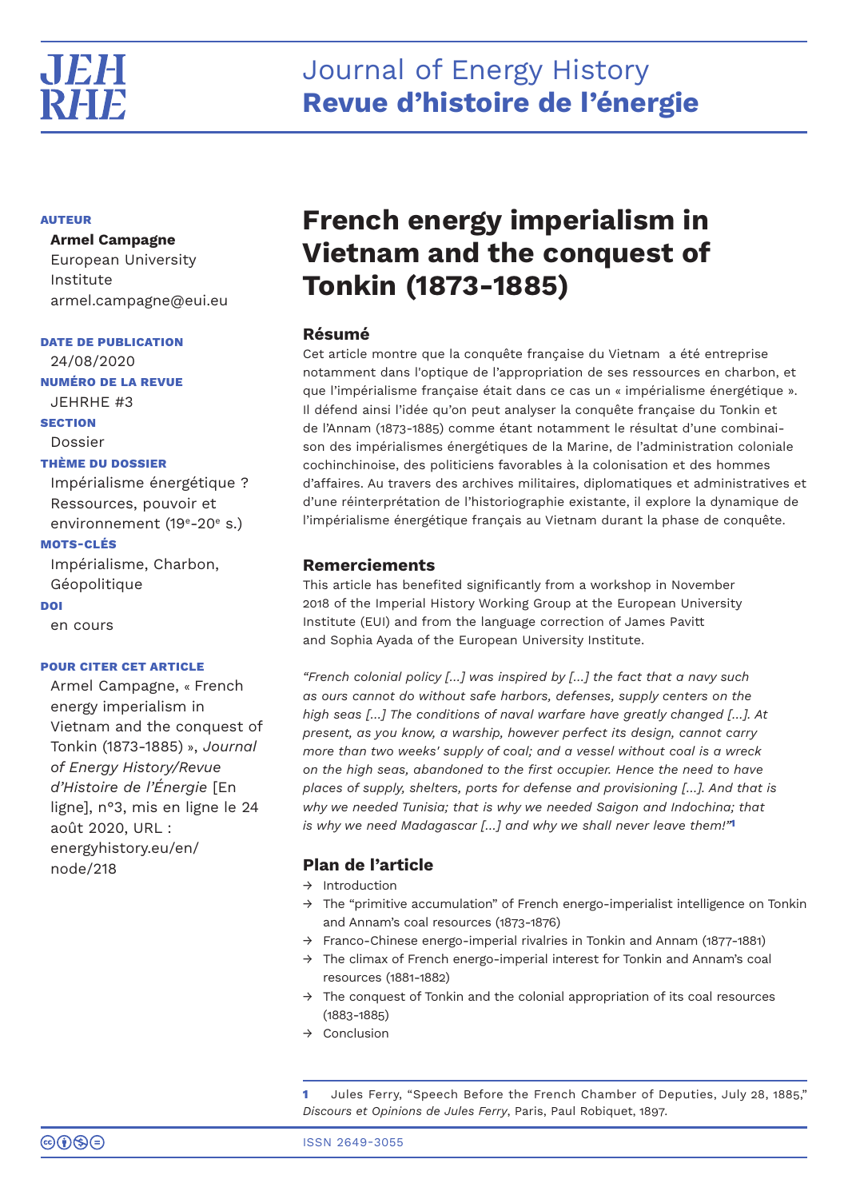# French energy imperialism in Vietnam and the conquest of Tonkin (1873-1885)

**AUTEUR**

**Armel Campagne**
European University Institute
armel.campagne@eui.eu

**DATE DE PUBLICATION**
24/08/2020

**NUMÉRO DE LA REVUE**
JEHRHE #3

**SECTION**
Dossier

**THÈME DU DOSSIER**
Impérialisme énergétique ? Ressources, pouvoir et environnement (19e-20e s.)

**MOTS-CLÉS**
Impérialisme, Charbon, Géopolitique

**DOI**
en cours

**POUR CITER CET ARTICLE**
Armel Campagne, « French energy imperialism in Vietnam and the conquest of Tonkin (1873-1885) », *Journal of Energy History/Revue d'Histoire de l'Énergie* [En ligne], n°3, mis en ligne le 24 août 2020, URL : energyhistory.eu/en/node/218

## Résumé

Cet article montre que la conquête française du Vietnam a été entreprise notamment dans l'optique de l'appropriation de ses ressources en charbon, et que l'impérialisme française était dans ce cas un « impérialisme énergétique ». Il défend ainsi l'idée qu'on peut analyser la conquête française du Tonkin et de l'Annam (1873-1885) comme étant notamment le résultat d'une combinaison des impérialismes énergétiques de la Marine, de l'administration coloniale cochinchinoise, des politiciens favorables à la colonisation et des hommes d'affaires. Au travers des archives militaires, diplomatiques et administratives et d'une réinterprétation de l'historiographie existante, il explore la dynamique de l'impérialisme énergétique français au Vietnam durant la phase de conquête.

## Remerciements

This article has benefited significantly from a workshop in November 2018 of the Imperial History Working Group at the European University Institute (EUI) and from the language correction of James Pavitt and Sophia Ayada of the European University Institute.

*"French colonial policy [...] was inspired by [...] the fact that a navy such as ours cannot do without safe harbors, defenses, supply centers on the high seas [...] The conditions of naval warfare have greatly changed [...]. At present, as you know, a warship, however perfect its design, cannot carry more than two weeks' supply of coal; and a vessel without coal is a wreck on the high seas, abandoned to the first occupier. Hence the need to have places of supply, shelters, ports for defense and provisioning [...]. And that is why we needed Tunisia; that is why we needed Saigon and Indochina; that is why we need Madagascar [...] and why we shall never leave them!"*[1]

## Plan de l'article

- Introduction
- The "primitive accumulation" of French energo-imperialist intelligence on Tonkin and Annam's coal resources (1873-1876)
- Franco-Chinese energo-imperial rivalries in Tonkin and Annam (1877-1881)
- The climax of French energo-imperial interest for Tonkin and Annam's coal resources (1881-1882)
- The conquest of Tonkin and the colonial appropriation of its coal resources (1883-1885)
- Conclusion

[1] Jules Ferry, "Speech Before the French Chamber of Deputies, July 28, 1885," *Discours et Opinions de Jules Ferry*, Paris, Paul Robiquet, 1897.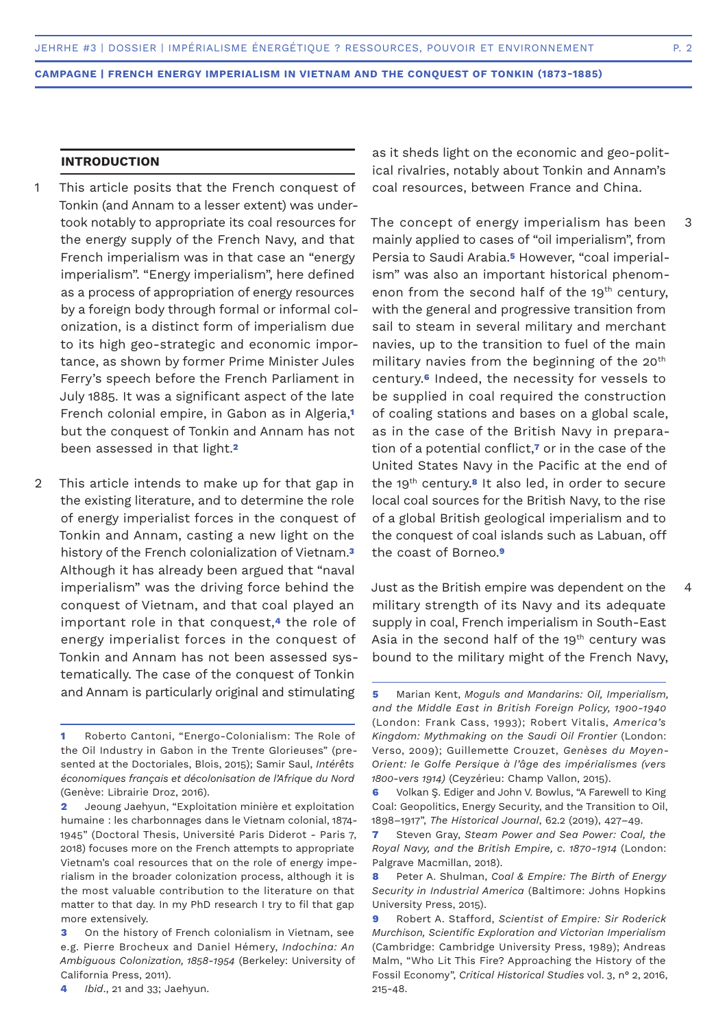## INTRODUCTION

1 This article posits that the French conquest of Tonkin (and Annam to a lesser extent) was undertook notably to appropriate its coal resources for the energy supply of the French Navy, and that French imperialism was in that case an "energy imperialism". "Energy imperialism", here defined as a process of appropriation of energy resources by a foreign body through formal or informal colonization, is a distinct form of imperialism due to its high geo-strategic and economic importance, as shown by former Prime Minister Jules Ferry's speech before the French Parliament in July 1885. It was a significant aspect of the late French colonial empire, in Gabon as in Algeria,[1] but the conquest of Tonkin and Annam has not been assessed in that light.[2]

2 This article intends to make up for that gap in the existing literature, and to determine the role of energy imperialist forces in the conquest of Tonkin and Annam, casting a new light on the history of the French colonization of Vietnam.[3] Although it has already been argued that "naval imperialism" was the driving force behind the conquest of Vietnam, and that coal played an important role in that conquest,[4] the role of energy imperialist forces in the conquest of Tonkin and Annam has not been assessed systematically. The case of the conquest of Tonkin and Annam is particularly original and stimulating as it sheds light on the economic and geo-political rivalries, notably about Tonkin and Annam's coal resources, between France and China.

3 The concept of energy imperialism has been mainly applied to cases of "oil imperialism", from Persia to Saudi Arabia.[5] However, "coal imperialism" was also an important historical phenomenon from the second half of the 19th century, with the general and progressive transition from sail to steam in several military and merchant navies, up to the transition to fuel of the main military navies from the beginning of the 20th century.[6] Indeed, the necessity for vessels to be supplied in coal required the construction of coaling stations and bases on a global scale, as in the case of the British Navy in preparation of a potential conflict,[7] or in the case of the United States Navy in the Pacific at the end of the 19th century.[8] It also led, in order to secure local coal sources for the British Navy, to the rise of a global British geological imperialism and to the conquest of coal islands such as Labuan, off the coast of Borneo.[9]

4 Just as the British empire was dependent on the military strength of its Navy and its adequate supply in coal, French imperialism in South-East Asia in the second half of the 19th century was bound to the military might of the French Navy,

---

[1] Roberto Cantoni, "Energo-Colonialism: The Role of the Oil Industry in Gabon in the Trente Glorieuses" (presented at the Doctoriales, Blois, 2015); Samir Saul, *Intérêts économiques français et décolonisation de l'Afrique du Nord* (Genève: Librairie Droz, 2016).

[2] Jeoung Jaehyun, "Exploitation minière et exploitation humaine : les charbonnages dans le Vietnam colonial, 1874-1945" (Doctoral Thesis, Université Paris Diderot - Paris 7, 2018) focuses more on the French attempts to appropriate Vietnam's coal resources that on the role of energy imperialism in the broader colonization process, although it is the most valuable contribution to the literature on that matter to that day. In my PhD research I try to fil that gap more extensively.

[3] On the history of French colonialism in Vietnam, see e.g. Pierre Brocheux and Daniel Hémery, *Indochina: An Ambiguous Colonization, 1858-1954* (Berkeley: University of California Press, 2011).

[4] *Ibid.*, 21 and 33; Jaehyun.

[5] Marian Kent, *Moguls and Mandarins: Oil, Imperialism, and the Middle East in British Foreign Policy, 1900-1940* (London: Frank Cass, 1993); Robert Vitalis, *America's Kingdom: Mythmaking on the Saudi Oil Frontier* (London: Verso, 2009); Guillemette Crouzet, *Genèses du Moyen-Orient: le Golfe Persique à l'âge des impérialismes (vers 1800-vers 1914)* (Ceyzérieu: Champ Vallon, 2015).

[6] Volkan Ş. Ediger and John V. Bowlus, "A Farewell to King Coal: Geopolitics, Energy Security, and the Transition to Oil, 1898–1917", *The Historical Journal*, 62.2 (2019), 427–49.

[7] Steven Gray, *Steam Power and Sea Power: Coal, the Royal Navy, and the British Empire, c. 1870-1914* (London: Palgrave Macmillan, 2018).

[8] Peter A. Shulman, *Coal & Empire: The Birth of Energy Security in Industrial America* (Baltimore: Johns Hopkins University Press, 2015).

[9] Robert A. Stafford, *Scientist of Empire: Sir Roderick Murchison, Scientific Exploration and Victorian Imperialism* (Cambridge: Cambridge University Press, 1989); Andreas Malm, "Who Lit This Fire? Approaching the History of the Fossil Economy", *Critical Historical Studies* vol. 3, n° 2, 2016, 215-48.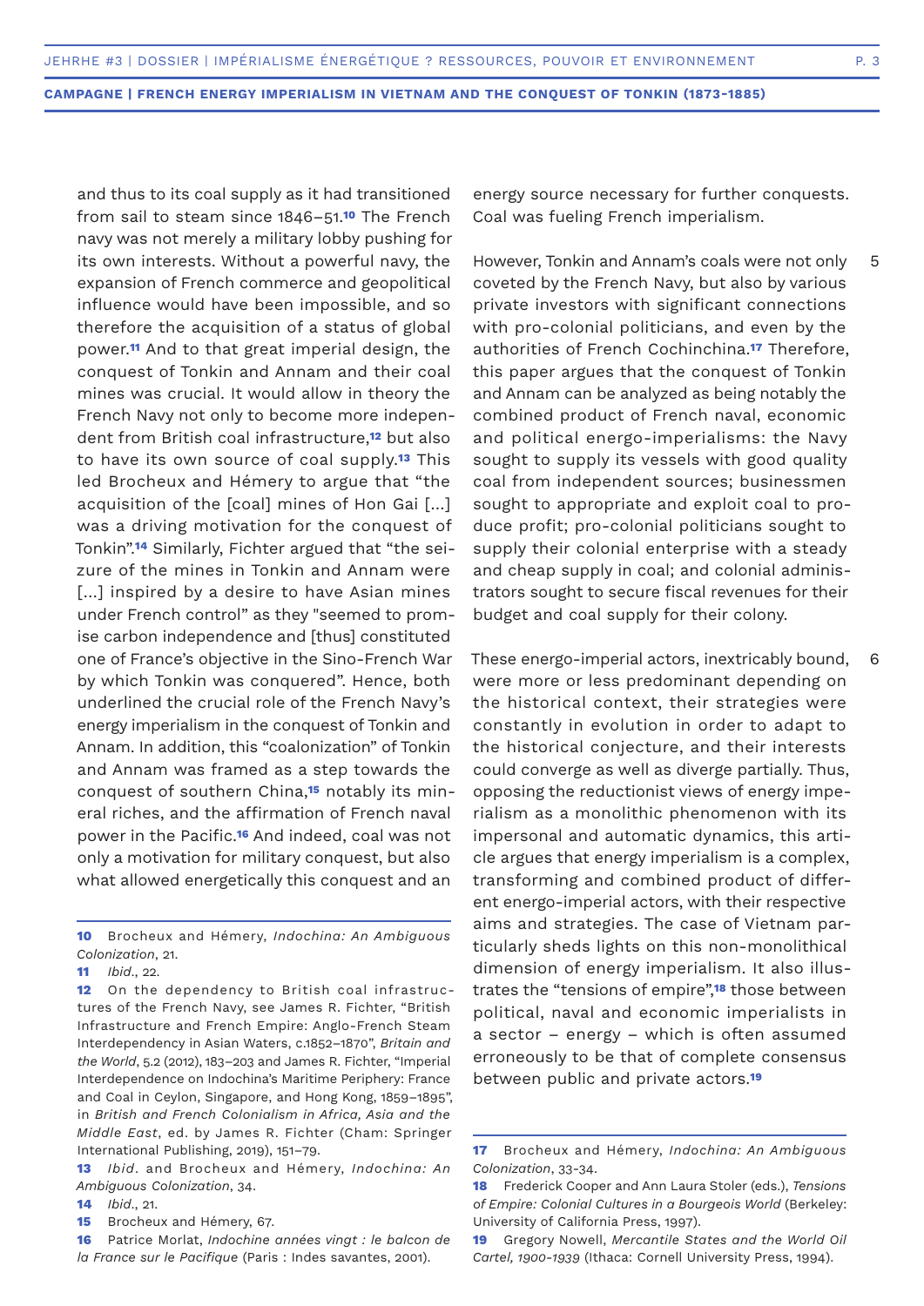and thus to its coal supply as it had transitioned from sail to steam since 1846–51.[10] The French navy was not merely a military lobby pushing for its own interests. Without a powerful navy, the expansion of French commerce and geopolitical influence would have been impossible, and so therefore the acquisition of a status of global power.[11] And to that great imperial design, the conquest of Tonkin and Annam and their coal mines was crucial. It would allow in theory the French Navy not only to become more independent from British coal infrastructure,[12] but also to have its own source of coal supply.[13] This led Brocheux and Hémery to argue that "the acquisition of the [coal] mines of Hon Gai [...] was a driving motivation for the conquest of Tonkin".[14] Similarly, Fichter argued that "the seizure of the mines in Tonkin and Annam were [...] inspired by a desire to have Asian mines under French control" as they "seemed to promise carbon independence and [thus] constituted one of France's objective in the Sino-French War by which Tonkin was conquered". Hence, both underlined the crucial role of the French Navy's energy imperialism in the conquest of Tonkin and Annam. In addition, this "coalonization" of Tonkin and Annam was framed as a step towards the conquest of southern China,[15] notably its mineral riches, and the affirmation of French naval power in the Pacific.[16] And indeed, coal was not only a motivation for military conquest, but also what allowed energetically this conquest and an energy source necessary for further conquests. Coal was fueling French imperialism.

5 However, Tonkin and Annam's coals were not only coveted by the French Navy, but also by various private investors with significant connections with pro-colonial politicians, and even by the authorities of French Cochinchina.[17] Therefore, this paper argues that the conquest of Tonkin and Annam can be analyzed as being notably the combined product of French naval, economic and political energo-imperialisms: the Navy sought to supply its vessels with good quality coal from independent sources; businessmen sought to appropriate and exploit coal to produce profit; pro-colonial politicians sought to supply their colonial enterprise with a steady and cheap supply in coal; and colonial administrators sought to secure fiscal revenues for their budget and coal supply for their colony.

6 These energo-imperial actors, inextricably bound, were more or less predominant depending on the historical context, their strategies were constantly in evolution in order to adapt to the historical conjecture, and their interests could converge as well as diverge partially. Thus, opposing the reductionist views of energy imperialism as a monolithic phenomenon with its impersonal and automatic dynamics, this article argues that energy imperialism is a complex, transforming and combined product of different energo-imperial actors, with their respective aims and strategies. The case of Vietnam particularly sheds lights on this non-monolithical dimension of energy imperialism. It also illustrates the "tensions of empire",[18] those between political, naval and economic imperialists in a sector – energy – which is often assumed erroneously to be that of complete consensus between public and private actors.[19]

---

**10** Brocheux and Hémery, *Indochina: An Ambiguous Colonization*, 21.

**11** *Ibid*., 22.

**12** On the dependency to British coal infrastructures of the French Navy, see James R. Fichter, "British Infrastructure and French Empire: Anglo-French Steam Interdependency in Asian Waters, c.1852–1870", *Britain and the World*, 5.2 (2012), 183–203 and James R. Fichter, "Imperial Interdependence on Indochina's Maritime Periphery: France and Coal in Ceylon, Singapore, and Hong Kong, 1859–1895", in *British and French Colonialism in Africa, Asia and the Middle East*, ed. by James R. Fichter (Cham: Springer International Publishing, 2019), 151–79.

**13** *Ibid*. and Brocheux and Hémery, *Indochina: An Ambiguous Colonization*, 34.

**14** *Ibid*., 21.

**15** Brocheux and Hémery, 67.

**16** Patrice Morlat, *Indochine années vingt : le balcon de la France sur le Pacifique* (Paris : Indes savantes, 2001).

**17** Brocheux and Hémery, *Indochina: An Ambiguous Colonization*, 33-34.

**18** Frederick Cooper and Ann Laura Stoler (eds.), *Tensions of Empire: Colonial Cultures in a Bourgeois World* (Berkeley: University of California Press, 1997).

**19** Gregory Nowell, *Mercantile States and the World Oil Cartel, 1900-1939* (Ithaca: Cornell University Press, 1994).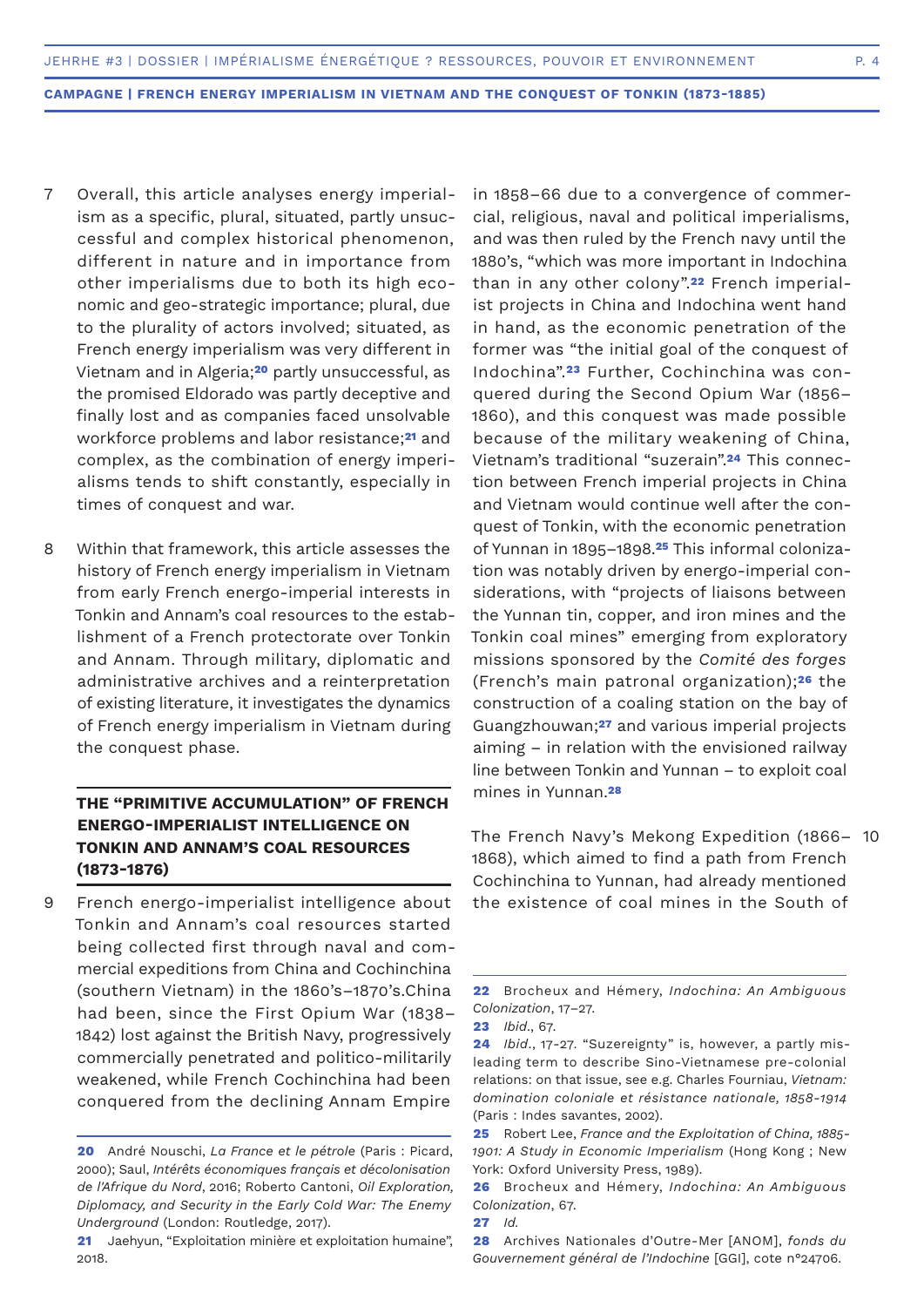7 Overall, this article analyses energy imperialism as a specific, plural, situated, partly unsuccessful and complex historical phenomenon, different in nature and in importance from other imperialisms due to both its high economic and geo-strategic importance; plural, due to the plurality of actors involved; situated, as French energy imperialism was very different in Vietnam and in Algeria;[20] partly unsuccessful, as the promised Eldorado was partly deceptive and finally lost and as companies faced unsolvable workforce problems and labor resistance;[21] and complex, as the combination of energy imperialisms tends to shift constantly, especially in times of conquest and war.

8 Within that framework, this article assesses the history of French energy imperialism in Vietnam from early French energo-imperial interests in Tonkin and Annam's coal resources to the establishment of a French protectorate over Tonkin and Annam. Through military, diplomatic and administrative archives and a reinterpretation of existing literature, it investigates the dynamics of French energy imperialism in Vietnam during the conquest phase.

## THE "PRIMITIVE ACCUMULATION" OF FRENCH ENERGO-IMPERIALIST INTELLIGENCE ON TONKIN AND ANNAM'S COAL RESOURCES (1873-1876)

9 French energo-imperialist intelligence about Tonkin and Annam's coal resources started being collected first through naval and commercial expeditions from China and Cochinchina (southern Vietnam) in the 1860's–1870's.China had been, since the First Opium War (1838–1842) lost against the British Navy, progressively commercially penetrated and politico-militarily weakened, while French Cochinchina had been conquered from the declining Annam Empire in 1858–66 due to a convergence of commercial, religious, naval and political imperialisms, and was then ruled by the French navy until the 1880's, "which was more important in Indochina than in any other colony".[22] French imperialist projects in China and Indochina went hand in hand, as the economic penetration of the former was "the initial goal of the conquest of Indochina".[23] Further, Cochinchina was conquered during the Second Opium War (1856–1860), and this conquest was made possible because of the military weakening of China, Vietnam's traditional "suzerain".[24] This connection between French imperial projects in China and Vietnam would continue well after the conquest of Tonkin, with the economic penetration of Yunnan in 1895–1898.[25] This informal colonization was notably driven by energo-imperial considerations, with "projects of liaisons between the Yunnan tin, copper, and iron mines and the Tonkin coal mines" emerging from exploratory missions sponsored by the *Comité des forges* (French's main patronal organization);[26] the construction of a coaling station on the bay of Guangzhouwan;[27] and various imperial projects aiming – in relation with the envisioned railway line between Tonkin and Yunnan – to exploit coal mines in Yunnan.[28]

10 The French Navy's Mekong Expedition (1866–1868), which aimed to find a path from French Cochinchina to Yunnan, had already mentioned the existence of coal mines in the South of

---

20 André Nouschi, *La France et le pétrole* (Paris : Picard, 2000); Saul, *Intérêts économiques français et décolonisation de l'Afrique du Nord*, 2016; Roberto Cantoni, *Oil Exploration, Diplomacy, and Security in the Early Cold War: The Enemy Underground* (London: Routledge, 2017).

21 Jaehyun, "Exploitation minière et exploitation humaine", 2018.

22 Brocheux and Hémery, *Indochina: An Ambiguous Colonization*, 17–27.

23 *Ibid*., 67.

24 *Ibid*., 17-27. "Suzereignty" is, however, a partly misleading term to describe Sino-Vietnamese pre-colonial relations: on that issue, see e.g. Charles Fourniau, *Vietnam: domination coloniale et résistance nationale, 1858-1914* (Paris : Indes savantes, 2002).

25 Robert Lee, *France and the Exploitation of China, 1885-1901: A Study in Economic Imperialism* (Hong Kong ; New York: Oxford University Press, 1989).

26 Brocheux and Hémery, *Indochina: An Ambiguous Colonization*, 67.

27 *Id.*

28 Archives Nationales d'Outre-Mer [ANOM], *fonds du Gouvernement général de l'Indochine* [GGI], cote n°24706.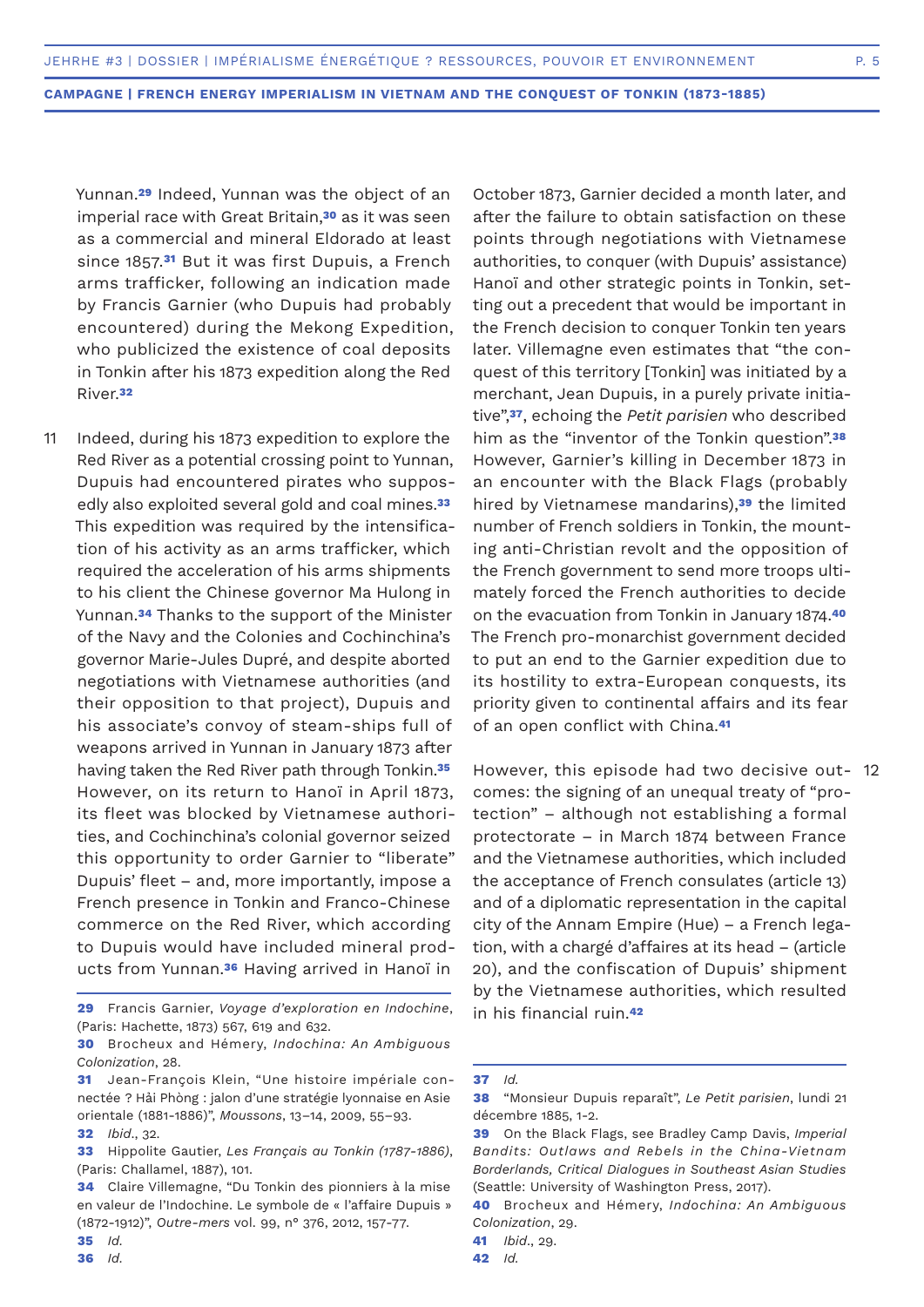Yunnan.[29] Indeed, Yunnan was the object of an imperial race with Great Britain,[30] as it was seen as a commercial and mineral Eldorado at least since 1857.[31] But it was first Dupuis, a French arms trafficker, following an indication made by Francis Garnier (who Dupuis had probably encountered) during the Mekong Expedition, who publicized the existence of coal deposits in Tonkin after his 1873 expedition along the Red River.[32]

11 Indeed, during his 1873 expedition to explore the Red River as a potential crossing point to Yunnan, Dupuis had encountered pirates who supposedly also exploited several gold and coal mines.[33] This expedition was required by the intensification of his activity as an arms trafficker, which required the acceleration of his arms shipments to his client the Chinese governor Ma Hulong in Yunnan.[34] Thanks to the support of the Minister of the Navy and the Colonies and Cochinchina's governor Marie-Jules Dupré, and despite aborted negotiations with Vietnamese authorities (and their opposition to that project), Dupuis and his associate's convoy of steam-ships full of weapons arrived in Yunnan in January 1873 after having taken the Red River path through Tonkin.[35] However, on its return to Hanoï in April 1873, its fleet was blocked by Vietnamese authorities, and Cochinchina's colonial governor seized this opportunity to order Garnier to "liberate" Dupuis' fleet – and, more importantly, impose a French presence in Tonkin and Franco-Chinese commerce on the Red River, which according to Dupuis would have included mineral products from Yunnan.[36] Having arrived in Hanoï in October 1873, Garnier decided a month later, and after the failure to obtain satisfaction on these points through negotiations with Vietnamese authorities, to conquer (with Dupuis' assistance) Hanoï and other strategic points in Tonkin, setting out a precedent that would be important in the French decision to conquer Tonkin ten years later. Villemagne even estimates that "the conquest of this territory [Tonkin] was initiated by a merchant, Jean Dupuis, in a purely private initiative",[37], echoing the *Petit parisien* who described him as the "inventor of the Tonkin question".[38] However, Garnier's killing in December 1873 in an encounter with the Black Flags (probably hired by Vietnamese mandarins),[39] the limited number of French soldiers in Tonkin, the mounting anti-Christian revolt and the opposition of the French government to send more troops ultimately forced the French authorities to decide on the evacuation from Tonkin in January 1874.[40] The French pro-monarchist government decided to put an end to the Garnier expedition due to its hostility to extra-European conquests, its priority given to continental affairs and its fear of an open conflict with China.[41]

12 However, this episode had two decisive outcomes: the signing of an unequal treaty of "protection" – although not establishing a formal protectorate – in March 1874 between France and the Vietnamese authorities, which included the acceptance of French consulates (article 13) and of a diplomatic representation in the capital city of the Annam Empire (Hue) – a French legation, with a chargé d'affaires at its head – (article 20), and the confiscation of Dupuis' shipment by the Vietnamese authorities, which resulted in his financial ruin.[42]

---

**29** Francis Garnier, *Voyage d'exploration en Indochine*, (Paris: Hachette, 1873) 567, 619 and 632.

**30** Brocheux and Hémery, *Indochina: An Ambiguous Colonization*, 28.

**31** Jean-François Klein, "Une histoire impériale connectée ? Hải Phòng : jalon d'une stratégie lyonnaise en Asie orientale (1881-1886)", *Moussons*, 13–14, 2009, 55–93.

**32** *Ibid.*, 32.

**33** Hippolite Gautier, *Les Français au Tonkin (1787-1886)*, (Paris: Challamel, 1887), 101.

**34** Claire Villemagne, "Du Tonkin des pionniers à la mise en valeur de l'Indochine. Le symbole de « l'affaire Dupuis » (1872-1912)", *Outre-mers* vol. 99, n° 376, 2012, 157-77.

**35** *Id.*

**36** *Id.*

**37** *Id.*

**38** "Monsieur Dupuis reparaît", *Le Petit parisien*, lundi 21 décembre 1885, 1-2.

**39** On the Black Flags, see Bradley Camp Davis, *Imperial Bandits: Outlaws and Rebels in the China-Vietnam Borderlands, Critical Dialogues in Southeast Asian Studies* (Seattle: University of Washington Press, 2017).

**40** Brocheux and Hémery, *Indochina: An Ambiguous Colonization*, 29.

**41** *Ibid.*, 29.

**42** *Id.*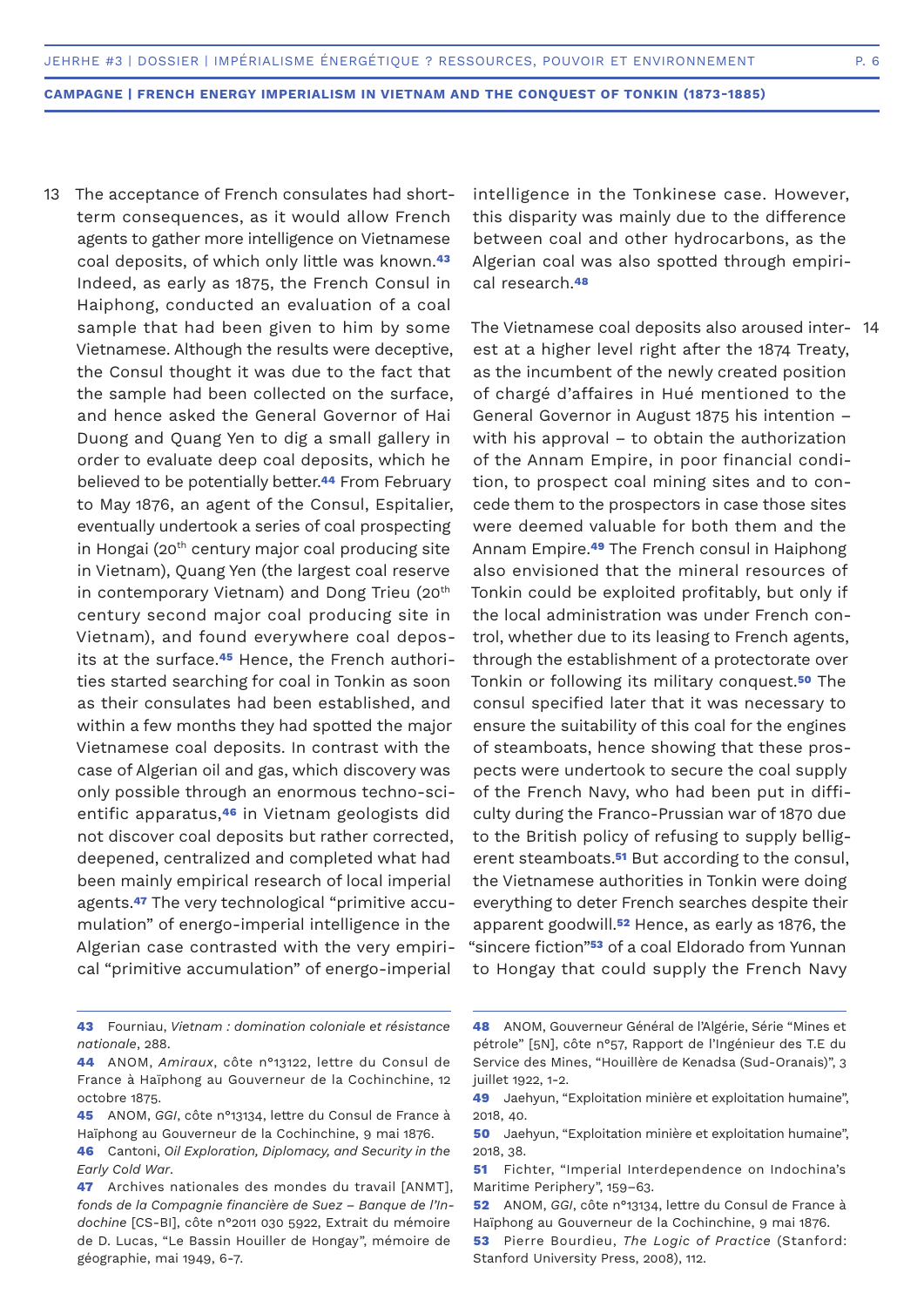13 The acceptance of French consulates had short-term consequences, as it would allow French agents to gather more intelligence on Vietnamese coal deposits, of which only little was known.[43] Indeed, as early as 1875, the French Consul in Haiphong, conducted an evaluation of a coal sample that had been given to him by some Vietnamese. Although the results were deceptive, the Consul thought it was due to the fact that the sample had been collected on the surface, and hence asked the General Governor of Hai Duong and Quang Yen to dig a small gallery in order to evaluate deep coal deposits, which he believed to be potentially better.[44] From February to May 1876, an agent of the Consul, Espitalier, eventually undertook a series of coal prospecting in Hongai (20th century major coal producing site in Vietnam), Quang Yen (the largest coal reserve in contemporary Vietnam) and Dong Trieu (20th century second major coal producing site in Vietnam), and found everywhere coal deposits at the surface.[45] Hence, the French authorities started searching for coal in Tonkin as soon as their consulates had been established, and within a few months they had spotted the major Vietnamese coal deposits. In contrast with the case of Algerian oil and gas, which discovery was only possible through an enormous techno-scientific apparatus,[46] in Vietnam geologists did not discover coal deposits but rather corrected, deepened, centralized and completed what had been mainly empirical research of local imperial agents.[47] The very technological "primitive accumulation" of energo-imperial intelligence in the Algerian case contrasted with the very empirical "primitive accumulation" of energo-imperial intelligence in the Tonkinese case. However, this disparity was mainly due to the difference between coal and other hydrocarbons, as the Algerian coal was also spotted through empirical research.[48]

14 The Vietnamese coal deposits also aroused interest at a higher level right after the 1874 Treaty, as the incumbent of the newly created position of chargé d'affaires in Hué mentioned to the General Governor in August 1875 his intention – with his approval – to obtain the authorization of the Annam Empire, in poor financial condition, to prospect coal mining sites and to concede them to the prospectors in case those sites were deemed valuable for both them and the Annam Empire.[49] The French consul in Haiphong also envisioned that the mineral resources of Tonkin could be exploited profitably, but only if the local administration was under French control, whether due to its leasing to French agents, through the establishment of a protectorate over Tonkin or following its military conquest.[50] The consul specified later that it was necessary to ensure the suitability of this coal for the engines of steamboats, hence showing that these prospects were undertook to secure the coal supply of the French Navy, who had been put in difficulty during the Franco-Prussian war of 1870 due to the British policy of refusing to supply belligerent steamboats.[51] But according to the consul, the Vietnamese authorities in Tonkin were doing everything to deter French searches despite their apparent goodwill.[52] Hence, as early as 1876, the "sincere fiction"[53] of a coal Eldorado from Yunnan to Hongay that could supply the French Navy

---

43 Fourniau, *Vietnam : domination coloniale et résistance nationale*, 288.

44 ANOM, *Amiraux*, côte n°13122, lettre du Consul de France à Haïphong au Gouverneur de la Cochinchine, 12 octobre 1875.

45 ANOM, *GGI*, côte n°13134, lettre du Consul de France à Haïphong au Gouverneur de la Cochinchine, 9 mai 1876.

46 Cantoni, *Oil Exploration, Diplomacy, and Security in the Early Cold War*.

47 Archives nationales des mondes du travail [ANMT], *fonds de la Compagnie financière de Suez – Banque de l'Indochine* [CS-BI], côte n°2011 030 5922, Extrait du mémoire de D. Lucas, "Le Bassin Houiller de Hongay", mémoire de géographie, mai 1949, 6-7.

48 ANOM, Gouverneur Général de l'Algérie, Série "Mines et pétrole" [5N], côte n°57, Rapport de l'Ingénieur des T.E du Service des Mines, "Houillère de Kenadsa (Sud-Oranais)", 3 juillet 1922, 1-2.

49 Jaehyun, "Exploitation minière et exploitation humaine", 2018, 40.

50 Jaehyun, "Exploitation minière et exploitation humaine", 2018, 38.

51 Fichter, "Imperial Interdependence on Indochina's Maritime Periphery", 159–63.

52 ANOM, *GGI*, côte n°13134, lettre du Consul de France à Haïphong au Gouverneur de la Cochinchine, 9 mai 1876.

53 Pierre Bourdieu, *The Logic of Practice* (Stanford: Stanford University Press, 2008), 112.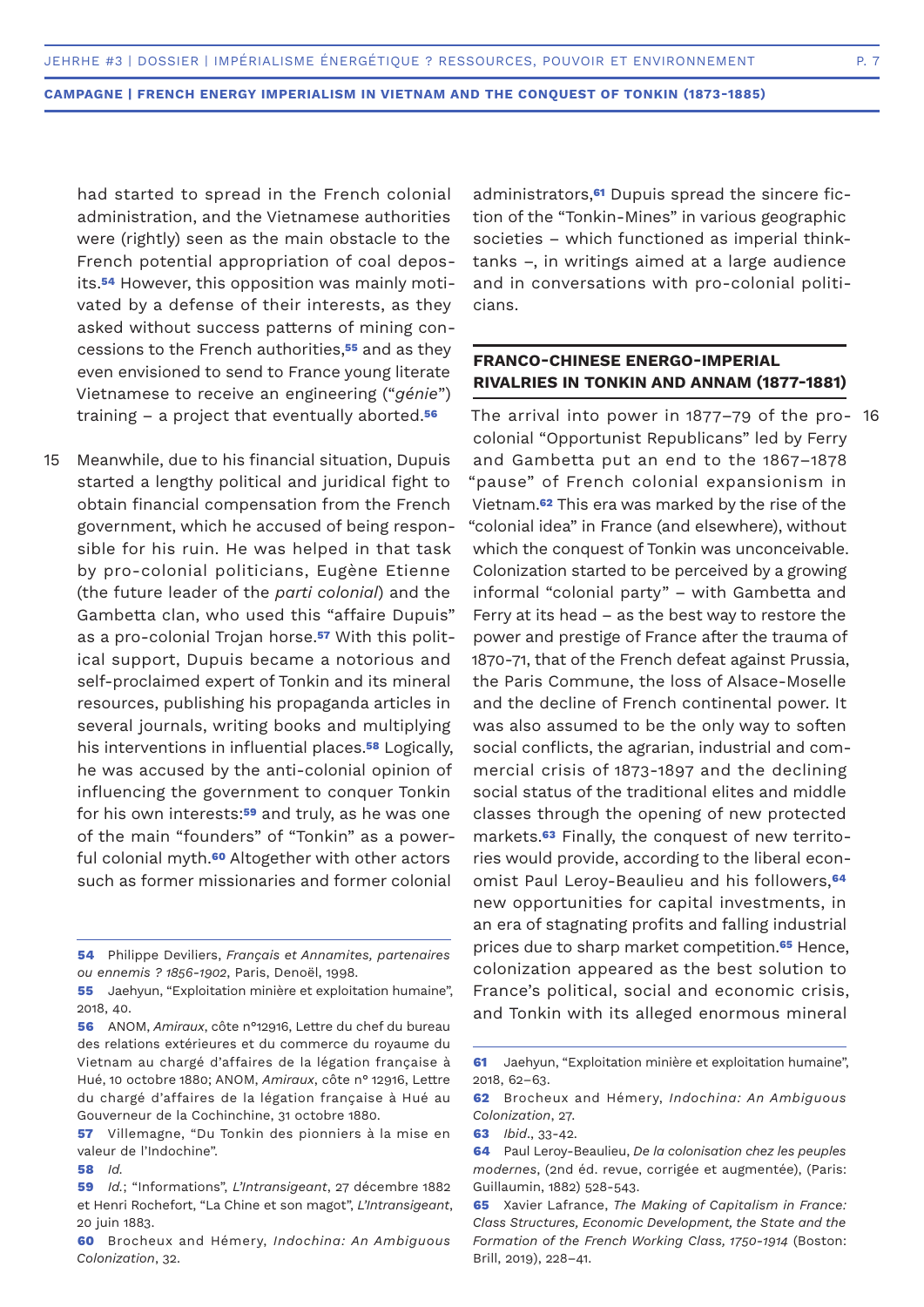had started to spread in the French colonial administration, and the Vietnamese authorities were (rightly) seen as the main obstacle to the French potential appropriation of coal deposits.[54] However, this opposition was mainly motivated by a defense of their interests, as they asked without success patterns of mining concessions to the French authorities,[55] and as they even envisioned to send to France young literate Vietnamese to receive an engineering ("*génie*") training – a project that eventually aborted.[56]

15 Meanwhile, due to his financial situation, Dupuis started a lengthy political and juridical fight to obtain financial compensation from the French government, which he accused of being responsible for his ruin. He was helped in that task by pro-colonial politicians, Eugène Etienne (the future leader of the *parti colonial*) and the Gambetta clan, who used this "affaire Dupuis" as a pro-colonial Trojan horse.[57] With this political support, Dupuis became a notorious and self-proclaimed expert of Tonkin and its mineral resources, publishing his propaganda articles in several journals, writing books and multiplying his interventions in influential places.[58] Logically, he was accused by the anti-colonial opinion of influencing the government to conquer Tonkin for his own interests:[59] and truly, as he was one of the main "founders" of "Tonkin" as a powerful colonial myth.[60] Altogether with other actors such as former missionaries and former colonial administrators,[61] Dupuis spread the sincere fiction of the "Tonkin-Mines" in various geographic societies – which functioned as imperial think-tanks –, in writings aimed at a large audience and in conversations with pro-colonial politicians.

## FRANCO-CHINESE ENERGO-IMPERIAL RIVALRIES IN TONKIN AND ANNAM (1877-1881)

16 The arrival into power in 1877–79 of the pro-colonial "Opportunist Republicans" led by Ferry and Gambetta put an end to the 1867–1878 "pause" of French colonial expansionism in Vietnam.[62] This era was marked by the rise of the "colonial idea" in France (and elsewhere), without which the conquest of Tonkin was unconceivable. Colonization started to be perceived by a growing informal "colonial party" – with Gambetta and Ferry at its head – as the best way to restore the power and prestige of France after the trauma of 1870-71, that of the French defeat against Prussia, the Paris Commune, the loss of Alsace-Moselle and the decline of French continental power. It was also assumed to be the only way to soften social conflicts, the agrarian, industrial and commercial crisis of 1873-1897 and the declining social status of the traditional elites and middle classes through the opening of new protected markets.[63] Finally, the conquest of new territories would provide, according to the liberal economist Paul Leroy-Beaulieu and his followers,[64] new opportunities for capital investments, in an era of stagnating profits and falling industrial prices due to sharp market competition.[65] Hence, colonization appeared as the best solution to France's political, social and economic crisis, and Tonkin with its alleged enormous mineral

---

**54** Philippe Devillers, *Français et Annamites, partenaires ou ennemis ? 1856-1902*, Paris, Denoël, 1998.

**55** Jaehyun, "Exploitation minière et exploitation humaine", 2018, 40.

**56** ANOM, *Amiraux*, côte n°12916, Lettre du chef du bureau des relations extérieures et du commerce du royaume du Vietnam au chargé d'affaires de la légation française à Hué, 10 octobre 1880; ANOM, *Amiraux*, côte n° 12916, Lettre du chargé d'affaires de la légation française à Hué au Gouverneur de la Cochinchine, 31 octobre 1880.

**57** Villemagne, "Du Tonkin des pionniers à la mise en valeur de l'Indochine".

**58** *Id.*

**59** *Id.*; "Informations", *L'Intransigeant*, 27 décembre 1882 et Henri Rochefort, "La Chine et son magot", *L'Intransigeant*, 20 juin 1883.

**60** Brocheux and Hémery, *Indochina: An Ambiguous Colonization*, 32.

**61** Jaehyun, "Exploitation minière et exploitation humaine", 2018, 62–63.

**62** Brocheux and Hémery, *Indochina: An Ambiguous Colonization*, 27.

**63** *Ibid.*, 33-42.

**64** Paul Leroy-Beaulieu, *De la colonisation chez les peuples modernes*, (2nd éd. revue, corrigée et augmentée), (Paris: Guillaumin, 1882) 528-543.

**65** Xavier Lafrance, *The Making of Capitalism in France: Class Structures, Economic Development, the State and the Formation of the French Working Class, 1750-1914* (Boston: Brill, 2019), 228–41.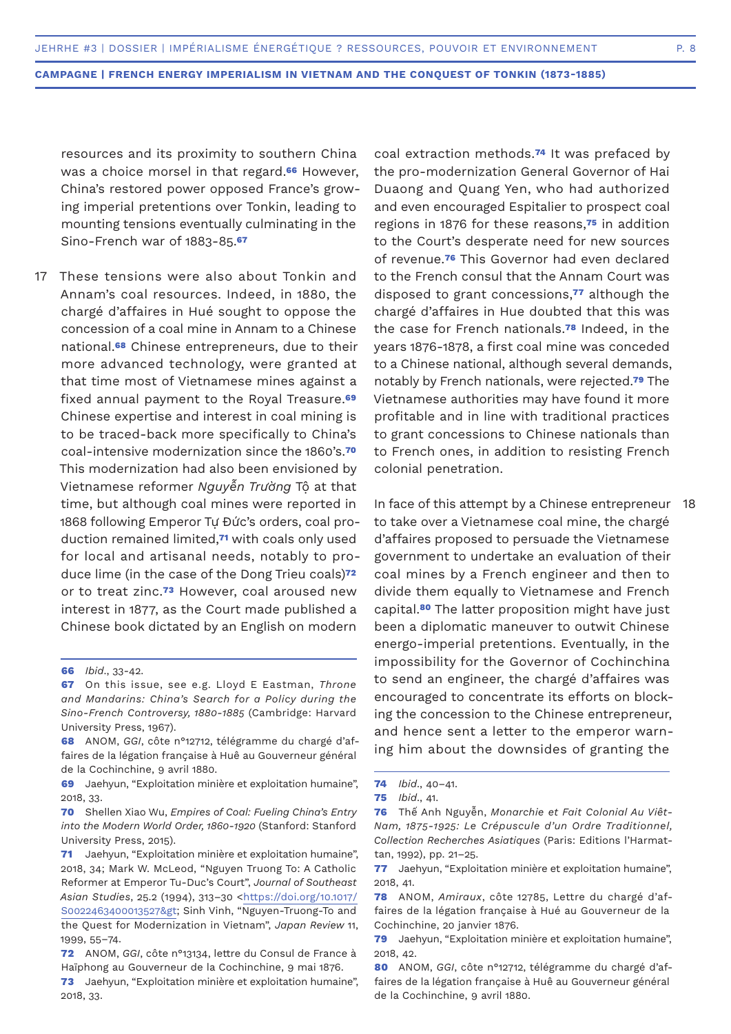resources and its proximity to southern China was a choice morsel in that regard.[66] However, China's restored power opposed France's growing imperial pretentions over Tonkin, leading to mounting tensions eventually culminating in the Sino-French war of 1883-85.[67]

17 These tensions were also about Tonkin and Annam's coal resources. Indeed, in 1880, the chargé d'affaires in Hué sought to oppose the concession of a coal mine in Annam to a Chinese national.[68] Chinese entrepreneurs, due to their more advanced technology, were granted at that time most of Vietnamese mines against a fixed annual payment to the Royal Treasure.[69] Chinese expertise and interest in coal mining is to be traced-back more specifically to China's coal-intensive modernization since the 1860's.[70] This modernization had also been envisioned by Vietnamese reformer *Nguyễn Trường* Tộ at that time, but although coal mines were reported in 1868 following Emperor Tự Đức's orders, coal production remained limited,[71] with coals only used for local and artisanal needs, notably to produce lime (in the case of the Dong Trieu coals)[72] or to treat zinc.[73] However, coal aroused new interest in 1877, as the Court made published a Chinese book dictated by an English on modern coal extraction methods.[74] It was prefaced by the pro-modernization General Governor of Hai Duaong and Quang Yen, who had authorized and even encouraged Espitalier to prospect coal regions in 1876 for these reasons,[75] in addition to the Court's desperate need for new sources of revenue.[76] This Governor had even declared to the French consul that the Annam Court was disposed to grant concessions,[77] although the chargé d'affaires in Hue doubted that this was the case for French nationals.[78] Indeed, in the years 1876-1878, a first coal mine was conceded to a Chinese national, although several demands, notably by French nationals, were rejected.[79] The Vietnamese authorities may have found it more profitable and in line with traditional practices to grant concessions to Chinese nationals than to French ones, in addition to resisting French colonial penetration.

18 In face of this attempt by a Chinese entrepreneur to take over a Vietnamese coal mine, the chargé d'affaires proposed to persuade the Vietnamese government to undertake an evaluation of their coal mines by a French engineer and then to divide them equally to Vietnamese and French capital.[80] The latter proposition might have just been a diplomatic maneuver to outwit Chinese energo-imperial pretentions. Eventually, in the impossibility for the Governor of Cochinchina to send an engineer, the chargé d'affaires was encouraged to concentrate its efforts on blocking the concession to the Chinese entrepreneur, and hence sent a letter to the emperor warning him about the downsides of granting the

---

**66** *Ibid*., 33-42.

**67** On this issue, see e.g. Lloyd E Eastman, *Throne and Mandarins: China's Search for a Policy during the Sino-French Controversy, 1880-1885* (Cambridge: Harvard University Press, 1967).

**68** ANOM, *GGI*, côte n°12712, télégramme du chargé d'affaires de la légation française à Huê au Gouverneur général de la Cochinchine, 9 avril 1880.

**69** Jaehyun, "Exploitation minière et exploitation humaine", 2018, 33.

**70** Shellen Xiao Wu, *Empires of Coal: Fueling China's Entry into the Modern World Order, 1860-1920* (Stanford: Stanford University Press, 2015).

**71** Jaehyun, "Exploitation minière et exploitation humaine", 2018, 34; Mark W. McLeod, "Nguyen Truong To: A Catholic Reformer at Emperor Tu-Duc's Court", *Journal of Southeast Asian Studies*, 25.2 (1994), 313–30 <https://doi.org/10.1017/S0022463400013527&gt; Sinh Vinh, "Nguyen-Truong-To and the Quest for Modernization in Vietnam", *Japan Review* 11, 1999, 55–74.

**72** ANOM, *GGI*, côte n°13134, lettre du Consul de France à Haïphong au Gouverneur de la Cochinchine, 9 mai 1876.

**73** Jaehyun, "Exploitation minière et exploitation humaine", 2018, 33.

**74** *Ibid*., 40–41.

**75** *Ibid*., 41.

**76** Thế Anh Nguyễn, *Monarchie et Fait Colonial Au Viêt-Nam, 1875-1925: Le Crépuscule d'un Ordre Traditionnel, Collection Recherches Asiatiques* (Paris: Editions l'Harmattan, 1992), pp. 21–25.

**77** Jaehyun, "Exploitation minière et exploitation humaine", 2018, 41.

**78** ANOM, *Amiraux*, côte 12785, Lettre du chargé d'affaires de la légation française à Hué au Gouverneur de la Cochinchine, 20 janvier 1876.

**79** Jaehyun, "Exploitation minière et exploitation humaine", 2018, 42.

**80** ANOM, *GGI*, côte n°12712, télégramme du chargé d'affaires de la légation française à Huê au Gouverneur général de la Cochinchine, 9 avril 1880.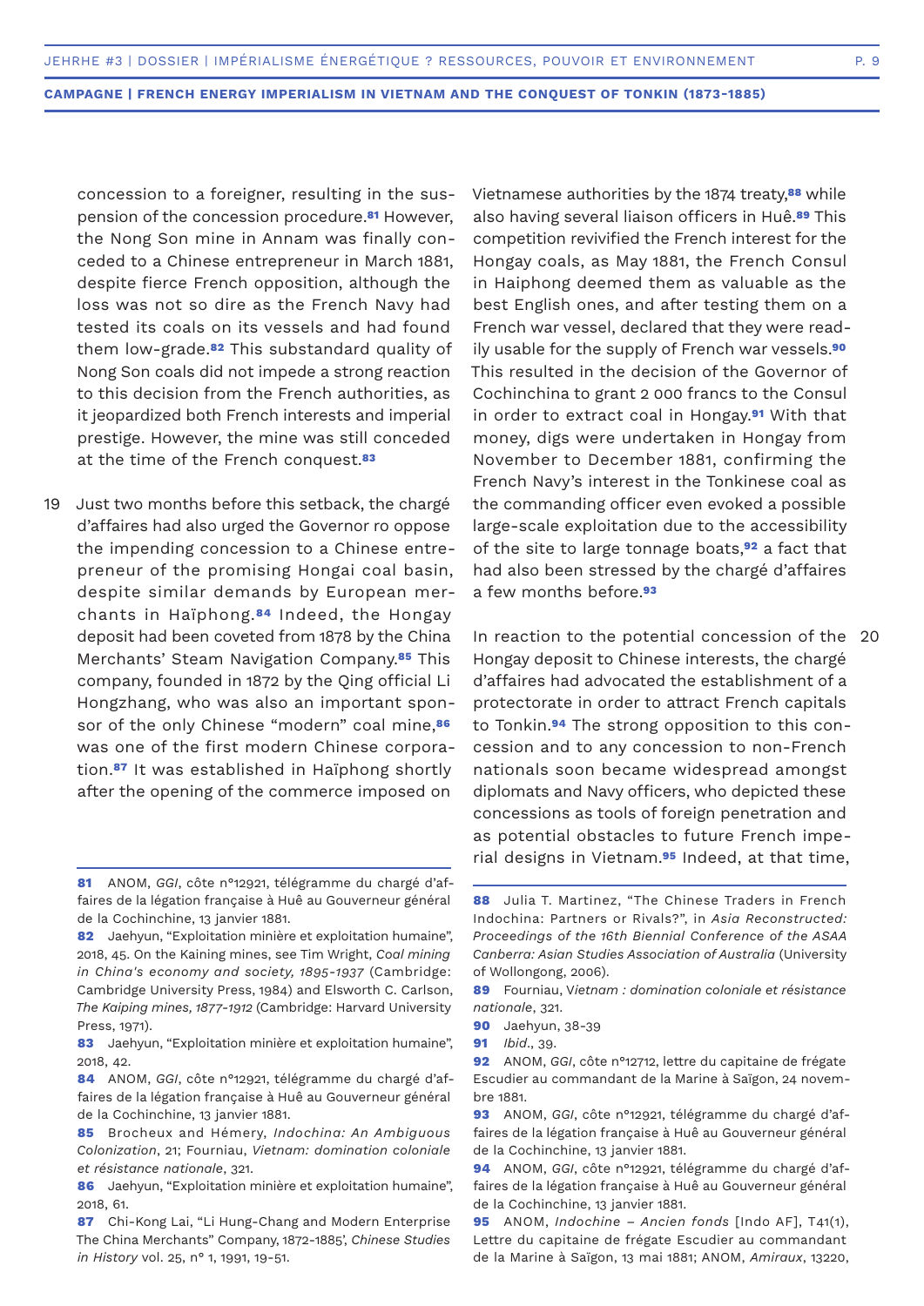concession to a foreigner, resulting in the suspension of the concession procedure.[81] However, the Nong Son mine in Annam was finally conceded to a Chinese entrepreneur in March 1881, despite fierce French opposition, although the loss was not so dire as the French Navy had tested its coals on its vessels and had found them low-grade.[82] This substandard quality of Nong Son coals did not impede a strong reaction to this decision from the French authorities, as it jeopardized both French interests and imperial prestige. However, the mine was still conceded at the time of the French conquest.[83]

19 Just two months before this setback, the chargé d'affaires had also urged the Governor ro oppose the impending concession to a Chinese entrepreneur of the promising Hongai coal basin, despite similar demands by European merchants in Haïphong.[84] Indeed, the Hongay deposit had been coveted from 1878 by the China Merchants' Steam Navigation Company.[85] This company, founded in 1872 by the Qing official Li Hongzhang, who was also an important sponsor of the only Chinese "modern" coal mine,[86] was one of the first modern Chinese corporation.[87] It was established in Haïphong shortly after the opening of the commerce imposed on Vietnamese authorities by the 1874 treaty,[88] while also having several liaison officers in Huê.[89] This competition revivified the French interest for the Hongay coals, as May 1881, the French Consul in Haiphong deemed them as valuable as the best English ones, and after testing them on a French war vessel, declared that they were readily usable for the supply of French war vessels.[90] This resulted in the decision of the Governor of Cochinchina to grant 2 000 francs to the Consul in order to extract coal in Hongay.[91] With that money, digs were undertaken in Hongay from November to December 1881, confirming the French Navy's interest in the Tonkinese coal as the commanding officer even evoked a possible large-scale exploitation due to the accessibility of the site to large tonnage boats,[92] a fact that had also been stressed by the chargé d'affaires a few months before.[93]

20 In reaction to the potential concession of the Hongay deposit to Chinese interests, the chargé d'affaires had advocated the establishment of a protectorate in order to attract French capitals to Tonkin.[94] The strong opposition to this concession and to any concession to non-French nationals soon became widespread amongst diplomats and Navy officers, who depicted these concessions as tools of foreign penetration and as potential obstacles to future French imperial designs in Vietnam.[95] Indeed, at that time,

---

**81** ANOM, *GGI*, côte n°12921, télégramme du chargé d'affaires de la légation française à Huê au Gouverneur général de la Cochinchine, 13 janvier 1881.

**82** Jaehyun, "Exploitation minière et exploitation humaine", 2018, 45. On the Kaining mines, see Tim Wright, *Coal mining in China's economy and society, 1895-1937* (Cambridge: Cambridge University Press, 1984) and Elsworth C. Carlson, *The Kaiping mines, 1877-1912* (Cambridge: Harvard University Press, 1971).

**83** Jaehyun, "Exploitation minière et exploitation humaine", 2018, 42.

**84** ANOM, *GGI*, côte n°12921, télégramme du chargé d'affaires de la légation française à Huê au Gouverneur général de la Cochinchine, 13 janvier 1881.

**85** Brocheux and Hémery, *Indochina: An Ambiguous Colonization*, 21; Fourniau, *Vietnam: domination coloniale et résistance nationale*, 321.

**86** Jaehyun, "Exploitation minière et exploitation humaine", 2018, 61.

**87** Chi-Kong Lai, "Li Hung-Chang and Modern Enterprise The China Merchants" Company, 1872-1885', *Chinese Studies in History* vol. 25, n° 1, 1991, 19-51.

**88** Julia T. Martinez, "The Chinese Traders in French Indochina: Partners or Rivals?", in *Asia Reconstructed: Proceedings of the 16th Biennial Conference of the ASAA Canberra: Asian Studies Association of Australia* (University of Wollongong, 2006).

**89** Fourniau, *Vietnam : domination coloniale et résistance nationale*, 321.

**90** Jaehyun, 38-39

**91** *Ibid.*, 39.

**92** ANOM, *GGI*, côte n°12712, lettre du capitaine de frégate Escudier au commandant de la Marine à Saïgon, 24 novembre 1881.

**93** ANOM, *GGI*, côte n°12921, télégramme du chargé d'affaires de la légation française à Huê au Gouverneur général de la Cochinchine, 13 janvier 1881.

**94** ANOM, *GGI*, côte n°12921, télégramme du chargé d'affaires de la légation française à Huê au Gouverneur général de la Cochinchine, 13 janvier 1881.

**95** ANOM, *Indochine – Ancien fonds* [Indo AF], T41(1), Lettre du capitaine de frégate Escudier au commandant de la Marine à Saïgon, 13 mai 1881; ANOM, *Amiraux*, 13220,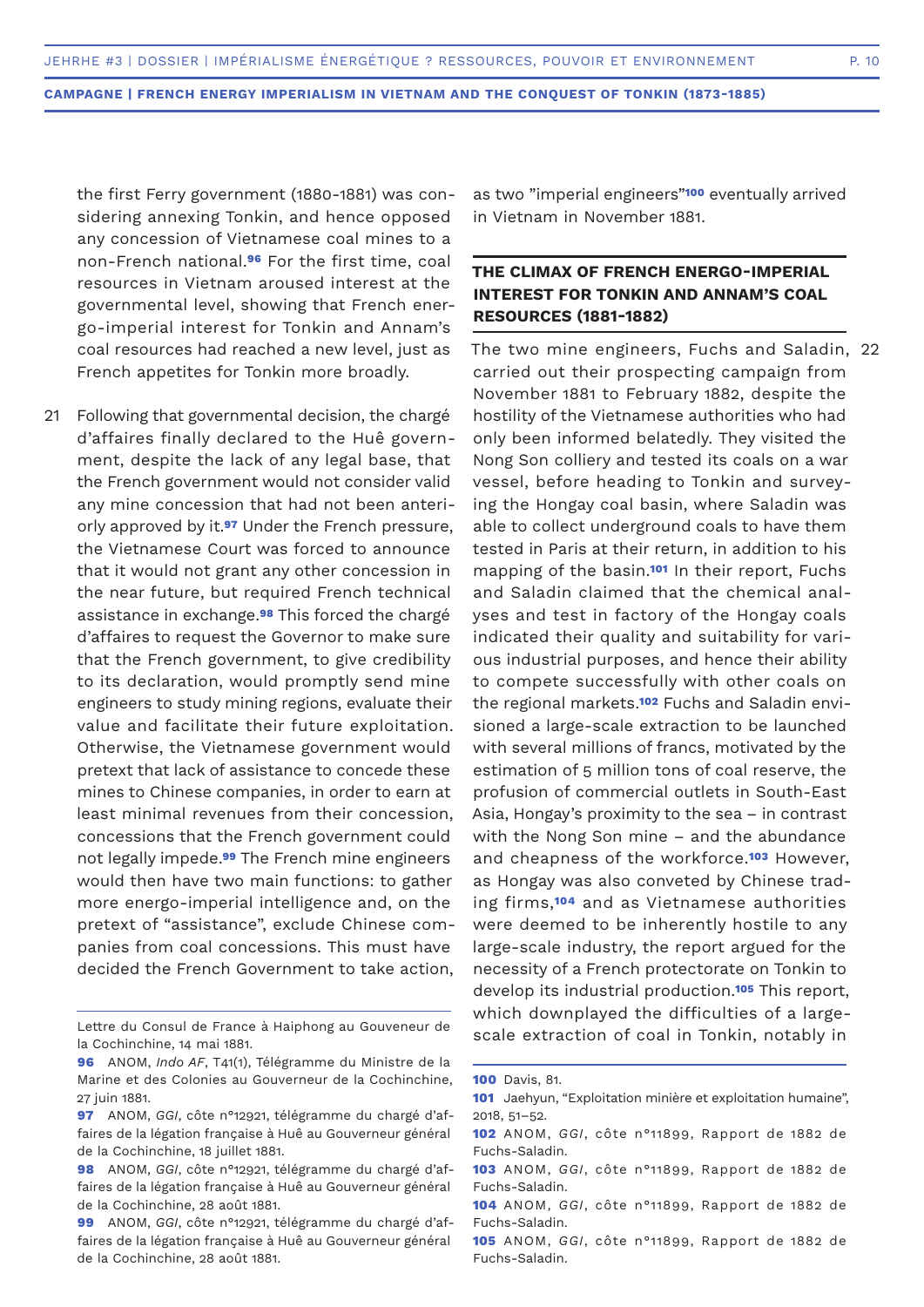the first Ferry government (1880-1881) was considering annexing Tonkin, and hence opposed any concession of Vietnamese coal mines to a non-French national.[96] For the first time, coal resources in Vietnam aroused interest at the governmental level, showing that French energo-imperial interest for Tonkin and Annam's coal resources had reached a new level, just as French appetites for Tonkin more broadly.

21 Following that governmental decision, the chargé d'affaires finally declared to the Huê government, despite the lack of any legal base, that the French government would not consider valid any mine concession that had not been anteriorly approved by it.[97] Under the French pressure, the Vietnamese Court was forced to announce that it would not grant any other concession in the near future, but required French technical assistance in exchange.[98] This forced the chargé d'affaires to request the Governor to make sure that the French government, to give credibility to its declaration, would promptly send mine engineers to study mining regions, evaluate their value and facilitate their future exploitation. Otherwise, the Vietnamese government would pretext that lack of assistance to concede these mines to Chinese companies, in order to earn at least minimal revenues from their concession, concessions that the French government could not legally impede.[99] The French mine engineers would then have two main functions: to gather more energo-imperial intelligence and, on the pretext of "assistance", exclude Chinese companies from coal concessions. This must have decided the French Government to take action, as two "imperial engineers"[100] eventually arrived in Vietnam in November 1881.

## THE CLIMAX OF FRENCH ENERGO-IMPERIAL INTEREST FOR TONKIN AND ANNAM'S COAL RESOURCES (1881-1882)

22 The two mine engineers, Fuchs and Saladin, carried out their prospecting campaign from November 1881 to February 1882, despite the hostility of the Vietnamese authorities who had only been informed belatedly. They visited the Nong Son colliery and tested its coals on a war vessel, before heading to Tonkin and surveying the Hongay coal basin, where Saladin was able to collect underground coals to have them tested in Paris at their return, in addition to his mapping of the basin.[101] In their report, Fuchs and Saladin claimed that the chemical analyses and test in factory of the Hongay coals indicated their quality and suitability for various industrial purposes, and hence their ability to compete successfully with other coals on the regional markets.[102] Fuchs and Saladin envisioned a large-scale extraction to be launched with several millions of francs, motivated by the estimation of 5 million tons of coal reserve, the profusion of commercial outlets in South-East Asia, Hongay's proximity to the sea – in contrast with the Nong Son mine – and the abundance and cheapness of the workforce.[103] However, as Hongay was also conveted by Chinese trading firms,[104] and as Vietnamese authorities were deemed to be inherently hostile to any large-scale industry, the report argued for the necessity of a French protectorate on Tonkin to develop its industrial production.[105] This report, which downplayed the difficulties of a large-scale extraction of coal in Tonkin, notably in

---

Lettre du Consul de France à Haiphong au Gouveneur de la Cochinchine, 14 mai 1881.

96 ANOM, *Indo AF*, T41(1), Télégramme du Ministre de la Marine et des Colonies au Gouverneur de la Cochinchine, 27 juin 1881.

97 ANOM, *GGI*, côte n°12921, télégramme du chargé d'affaires de la légation française à Huê au Gouverneur général de la Cochinchine, 18 juillet 1881.

98 ANOM, *GGI*, côte n°12921, télégramme du chargé d'affaires de la légation française à Huê au Gouverneur général de la Cochinchine, 28 août 1881.

99 ANOM, *GGI*, côte n°12921, télégramme du chargé d'affaires de la légation française à Huê au Gouverneur général de la Cochinchine, 28 août 1881.

100 Davis, 81.

101 Jaehyun, "Exploitation minière et exploitation humaine", 2018, 51–52.

102 ANOM, *GGI*, côte n°11899, Rapport de 1882 de Fuchs-Saladin.

103 ANOM, *GGI*, côte n°11899, Rapport de 1882 de Fuchs-Saladin.

104 ANOM, *GGI*, côte n°11899, Rapport de 1882 de Fuchs-Saladin.

105 ANOM, *GGI*, côte n°11899, Rapport de 1882 de Fuchs-Saladin.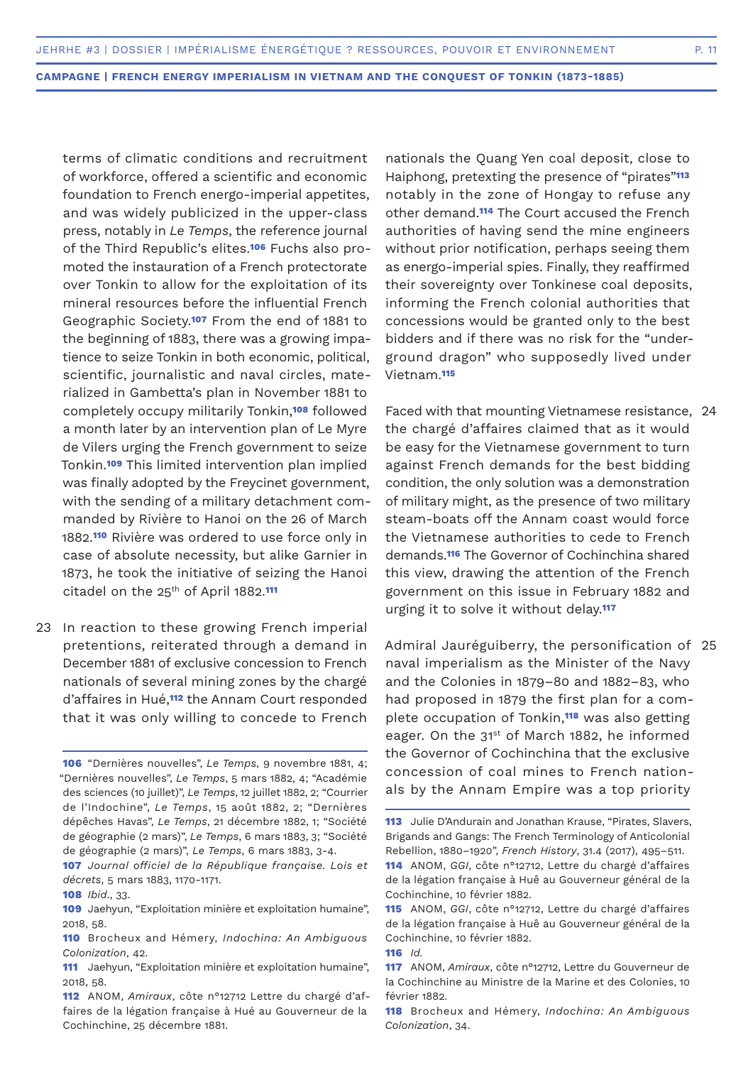terms of climatic conditions and recruitment of workforce, offered a scientific and economic foundation to French energo-imperial appetites, and was widely publicized in the upper-class press, notably in *Le Temps*, the reference journal of the Third Republic's elites.[106] Fuchs also promoted the instauration of a French protectorate over Tonkin to allow for the exploitation of its mineral resources before the influential French Geographic Society.[107] From the end of 1881 to the beginning of 1883, there was a growing impatience to seize Tonkin in both economic, political, scientific, journalistic and naval circles, materialized in Gambetta's plan in November 1881 to completely occupy militarily Tonkin,[108] followed a month later by an intervention plan of Le Myre de Vilers urging the French government to seize Tonkin.[109] This limited intervention plan implied was finally adopted by the Freycinet government, with the sending of a military detachment commanded by Rivière to Hanoi on the 26 of March 1882.[110] Rivière was ordered to use force only in case of absolute necessity, but alike Garnier in 1873, he took the initiative of seizing the Hanoi citadel on the 25th of April 1882.[111]

23 In reaction to these growing French imperial pretentions, reiterated through a demand in December 1881 of exclusive concession to French nationals of several mining zones by the chargé d'affaires in Hué,[112] the Annam Court responded that it was only willing to concede to French nationals the Quang Yen coal deposit, close to Haiphong, pretexting the presence of "pirates"[113] notably in the zone of Hongay to refuse any other demand.[114] The Court accused the French authorities of having send the mine engineers without prior notification, perhaps seeing them as energo-imperial spies. Finally, they reaffirmed their sovereignty over Tonkinese coal deposits, informing the French colonial authorities that concessions would be granted only to the best bidders and if there was no risk for the "underground dragon" who supposedly lived under Vietnam.[115]

24 Faced with that mounting Vietnamese resistance, the chargé d'affaires claimed that as it would be easy for the Vietnamese government to turn against French demands for the best bidding condition, the only solution was a demonstration of military might, as the presence of two military steam-boats off the Annam coast would force the Vietnamese authorities to cede to French demands.[116] The Governor of Cochinchina shared this view, drawing the attention of the French government on this issue in February 1882 and urging it to solve it without delay.[117]

25 Admiral Jauréguiberry, the personification of naval imperialism as the Minister of the Navy and the Colonies in 1879–80 and 1882–83, who had proposed in 1879 the first plan for a complete occupation of Tonkin,[118] was also getting eager. On the 31st of March 1882, he informed the Governor of Cochinchina that the exclusive concession of coal mines to French nationals by the Annam Empire was a top priority

---

**106** "Dernières nouvelles", *Le Temps*, 9 novembre 1881, 4; "Dernières nouvelles", *Le Temps*, 5 mars 1882, 4; "Académie des sciences (10 juillet)", *Le Temps*, 12 juillet 1882, 2; "Courrier de l'Indochine", *Le Temps*, 15 août 1882, 2; "Dernières dépêches Havas", *Le Temps*, 21 décembre 1882, 1; "Société de géographie (2 mars)", *Le Temps*, 6 mars 1883, 3; "Société de géographie (2 mars)", *Le Temps*, 6 mars 1883, 3-4.

**107** *Journal officiel de la République française. Lois et décrets*, 5 mars 1883, 1170-1171.

**108** *Ibid.*, 33.

**109** Jaehyun, "Exploitation minière et exploitation humaine", 2018, 58.

**110** Brocheux and Hémery, *Indochina: An Ambiguous Colonization*, 42.

**111** Jaehyun, "Exploitation minière et exploitation humaine", 2018, 58.

**112** ANOM, *Amiraux*, côte n°12712 Lettre du chargé d'affaires de la légation française à Hué au Gouverneur de la Cochinchine, 25 décembre 1881.

**113** Julie D'Andurain and Jonathan Krause, "Pirates, Slavers, Brigands and Gangs: The French Terminology of Anticolonial Rebellion, 1880–1920", *French History*, 31.4 (2017), 495–511.

**114** ANOM, *GGI*, côte n°12712, Lettre du chargé d'affaires de la légation française à Huê au Gouverneur général de la Cochinchine, 10 février 1882.

**115** ANOM, *GGI*, côte n°12712, Lettre du chargé d'affaires de la légation française à Huê au Gouverneur général de la Cochinchine, 10 février 1882.

**116** *Id.*

**117** ANOM, *Amiraux*, côte n°12712, Lettre du Gouverneur de la Cochinchine au Ministre de la Marine et des Colonies, 10 février 1882.

**118** Brocheux and Hémery, *Indochina: An Ambiguous Colonization*, 34.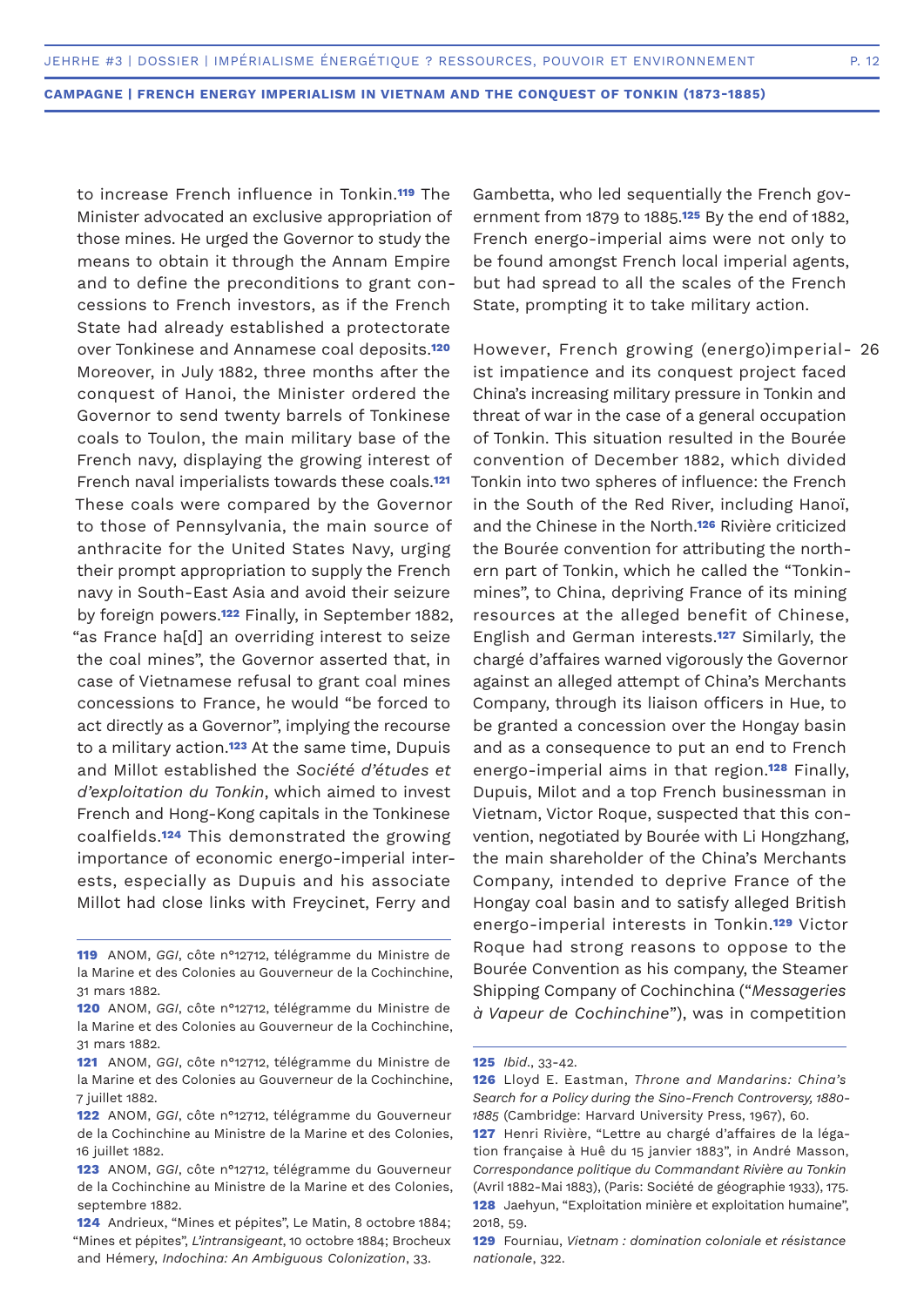to increase French influence in Tonkin.[119] The Minister advocated an exclusive appropriation of those mines. He urged the Governor to study the means to obtain it through the Annam Empire and to define the preconditions to grant concessions to French investors, as if the French State had already established a protectorate over Tonkinese and Annamese coal deposits.[120] Moreover, in July 1882, three months after the conquest of Hanoi, the Minister ordered the Governor to send twenty barrels of Tonkinese coals to Toulon, the main military base of the French navy, displaying the growing interest of French naval imperialists towards these coals.[121] These coals were compared by the Governor to those of Pennsylvania, the main source of anthracite for the United States Navy, urging their prompt appropriation to supply the French navy in South-East Asia and avoid their seizure by foreign powers.[122] Finally, in September 1882, "as France ha[d] an overriding interest to seize the coal mines", the Governor asserted that, in case of Vietnamese refusal to grant coal mines concessions to France, he would "be forced to act directly as a Governor", implying the recourse to a military action.[123] At the same time, Dupuis and Millot established the *Société d'études et d'exploitation du Tonkin*, which aimed to invest French and Hong-Kong capitals in the Tonkinese coalfields.[124] This demonstrated the growing importance of economic energo-imperial interests, especially as Dupuis and his associate Millot had close links with Freycinet, Ferry and Gambetta, who led sequentially the French government from 1879 to 1885.[125] By the end of 1882, French energo-imperial aims were not only to be found amongst French local imperial agents, but had spread to all the scales of the French State, prompting it to take military action.

26 However, French growing (energo)imperialist impatience and its conquest project faced China's increasing military pressure in Tonkin and threat of war in the case of a general occupation of Tonkin. This situation resulted in the Bourée convention of December 1882, which divided Tonkin into two spheres of influence: the French in the South of the Red River, including Hanoï, and the Chinese in the North.[126] Rivière criticized the Bourée convention for attributing the northern part of Tonkin, which he called the "Tonkin-mines", to China, depriving France of its mining resources at the alleged benefit of Chinese, English and German interests.[127] Similarly, the chargé d'affaires warned vigorously the Governor against an alleged attempt of China's Merchants Company, through its liaison officers in Hue, to be granted a concession over the Hongay basin and as a consequence to put an end to French energo-imperial aims in that region.[128] Finally, Dupuis, Milot and a top French businessman in Vietnam, Victor Roque, suspected that this convention, negotiated by Bourée with Li Hongzhang, the main shareholder of the China's Merchants Company, intended to deprive France of the Hongay coal basin and to satisfy alleged British energo-imperial interests in Tonkin.[129] Victor Roque had strong reasons to oppose to the Bourée Convention as his company, the Steamer Shipping Company of Cochinchina ("*Messageries à Vapeur de Cochinchine*"), was in competition

---

**119** ANOM, *GGI*, côte n°12712, télégramme du Ministre de la Marine et des Colonies au Gouverneur de la Cochinchine, 31 mars 1882.

**120** ANOM, *GGI*, côte n°12712, télégramme du Ministre de la Marine et des Colonies au Gouverneur de la Cochinchine, 31 mars 1882.

**121** ANOM, *GGI*, côte n°12712, télégramme du Ministre de la Marine et des Colonies au Gouverneur de la Cochinchine, 7 juillet 1882.

**122** ANOM, *GGI*, côte n°12712, télégramme du Gouverneur de la Cochinchine au Ministre de la Marine et des Colonies, 16 juillet 1882.

**123** ANOM, *GGI*, côte n°12712, télégramme du Gouverneur de la Cochinchine au Ministre de la Marine et des Colonies, septembre 1882.

**124** Andrieux, "Mines et pépites", Le Matin, 8 octobre 1884; "Mines et pépites", *L'intransigeant*, 10 octobre 1884; Brocheux and Hémery, *Indochina: An Ambiguous Colonization*, 33.

**125** *Ibid.*, 33-42.

**126** Lloyd E. Eastman, *Throne and Mandarins: China's Search for a Policy during the Sino-French Controversy, 1880-1885* (Cambridge: Harvard University Press, 1967), 60.

**127** Henri Rivière, "Lettre au chargé d'affaires de la légation française à Huê du 15 janvier 1883", in André Masson, *Correspondance politique du Commandant Rivière au Tonkin* (Avril 1882-Mai 1883), (Paris: Société de géographie 1933), 175.

**128** Jaehyun, "Exploitation minière et exploitation humaine", 2018, 59.

**129** Fourniau, *Vietnam : domination coloniale et résistance nationale*, 322.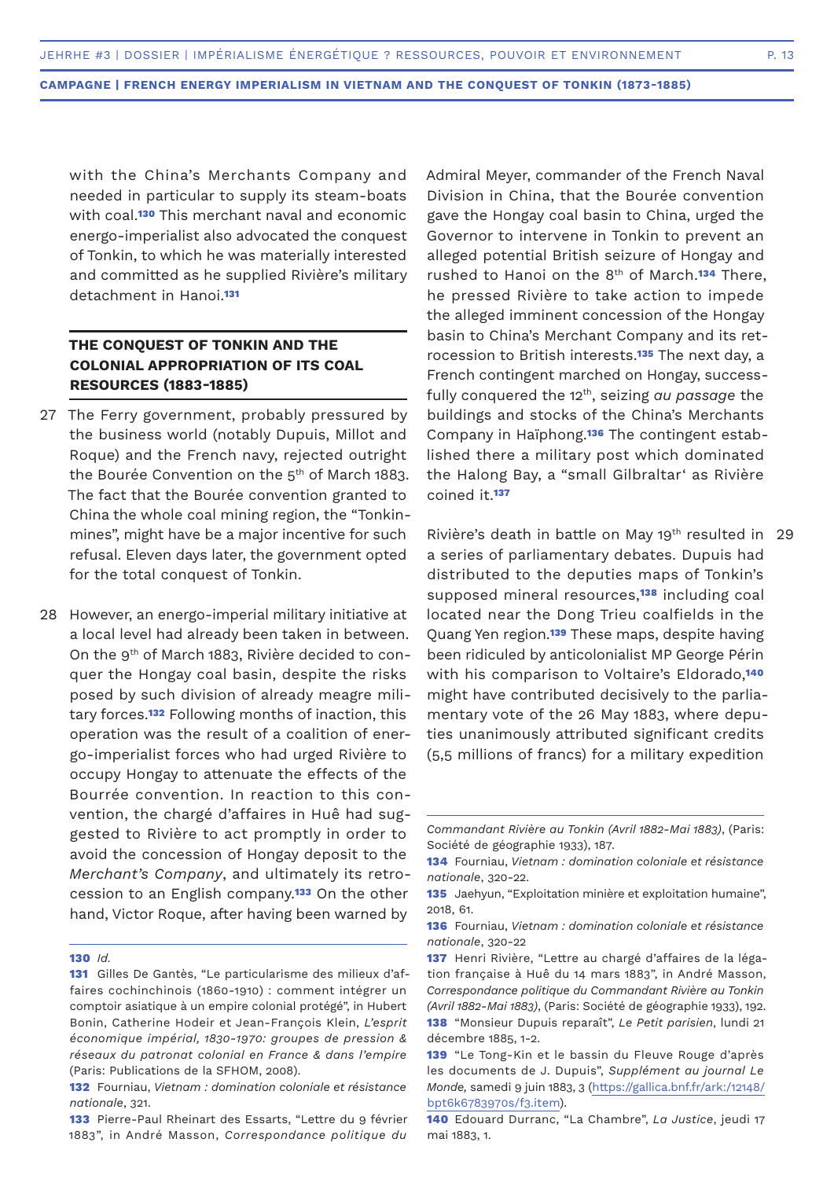with the China's Merchants Company and needed in particular to supply its steam-boats with coal.[130] This merchant naval and economic energo-imperialist also advocated the conquest of Tonkin, to which he was materially interested and committed as he supplied Rivière's military detachment in Hanoi.[131]

## THE CONQUEST OF TONKIN AND THE COLONIAL APPROPRIATION OF ITS COAL RESOURCES (1883-1885)

27 The Ferry government, probably pressured by the business world (notably Dupuis, Millot and Roque) and the French navy, rejected outright the Bourée Convention on the 5th of March 1883. The fact that the Bourée convention granted to China the whole coal mining region, the "Tonkin-mines", might have be a major incentive for such refusal. Eleven days later, the government opted for the total conquest of Tonkin.

28 However, an energo-imperial military initiative at a local level had already been taken in between. On the 9th of March 1883, Rivière decided to conquer the Hongay coal basin, despite the risks posed by such division of already meagre military forces.[132] Following months of inaction, this operation was the result of a coalition of energo-imperialist forces who had urged Rivière to occupy Hongay to attenuate the effects of the Bourrée convention. In reaction to this convention, the chargé d'affaires in Huê had suggested to Rivière to act promptly in order to avoid the concession of Hongay deposit to the *Merchant's Company*, and ultimately its retrocession to an English company.[133] On the other hand, Victor Roque, after having been warned by Admiral Meyer, commander of the French Naval Division in China, that the Bourée convention gave the Hongay coal basin to China, urged the Governor to intervene in Tonkin to prevent an alleged potential British seizure of Hongay and rushed to Hanoi on the 8th of March.[134] There, he pressed Rivière to take action to impede the alleged imminent concession of the Hongay basin to China's Merchant Company and its retrocession to British interests.[135] The next day, a French contingent marched on Hongay, successfully conquered the 12th, seizing *au passage* the buildings and stocks of the China's Merchants Company in Haïphong.[136] The contingent established there a military post which dominated the Halong Bay, a "small Gilbraltar' as Rivière coined it.[137]

29 Rivière's death in battle on May 19th resulted in a series of parliamentary debates. Dupuis had distributed to the deputies maps of Tonkin's supposed mineral resources,[138] including coal located near the Dong Trieu coalfields in the Quang Yen region.[139] These maps, despite having been ridiculed by anticolonialist MP George Périn with his comparison to Voltaire's Eldorado,[140] might have contributed decisively to the parliamentary vote of the 26 May 1883, where deputies unanimously attributed significant credits (5,5 millions of francs) for a military expedition

---

**130** *Id.*

**131** Gilles De Gantès, "Le particularisme des milieux d'affaires cochinchinois (1860-1910) : comment intégrer un comptoir asiatique à un empire colonial protégé", in Hubert Bonin, Catherine Hodeir et Jean-François Klein, *L'esprit économique impérial, 1830-1970: groupes de pression & réseaux du patronat colonial en France & dans l'empire* (Paris: Publications de la SFHOM, 2008).

**132** Fourniau, *Vietnam : domination coloniale et résistance nationale*, 321.

**133** Pierre-Paul Rheinart des Essarts, "Lettre du 9 février 1883", in André Masson, *Correspondance politique du Commandant Rivière au Tonkin (Avril 1882-Mai 1883)*, (Paris: Société de géographie 1933), 187.

**134** Fourniau, *Vietnam : domination coloniale et résistance nationale*, 320-22.

**135** Jaehyun, "Exploitation minière et exploitation humaine", 2018, 61.

**136** Fourniau, *Vietnam : domination coloniale et résistance nationale*, 320-22

**137** Henri Rivière, "Lettre au chargé d'affaires de la légation française à Huê du 14 mars 1883", in André Masson, *Correspondance politique du Commandant Rivière au Tonkin (Avril 1882-Mai 1883)*, (Paris: Société de géographie 1933), 192.

**138** "Monsieur Dupuis reparaît", *Le Petit parisien*, lundi 21 décembre 1885, 1-2.

**139** "Le Tong-Kin et le bassin du Fleuve Rouge d'après les documents de J. Dupuis", *Supplément au journal Le Monde,* samedi 9 juin 1883, 3 (https://gallica.bnf.fr/ark:/12148/bpt6k6783970s/f3.item).

**140** Edouard Durranc, "La Chambre", *La Justice*, jeudi 17 mai 1883, 1.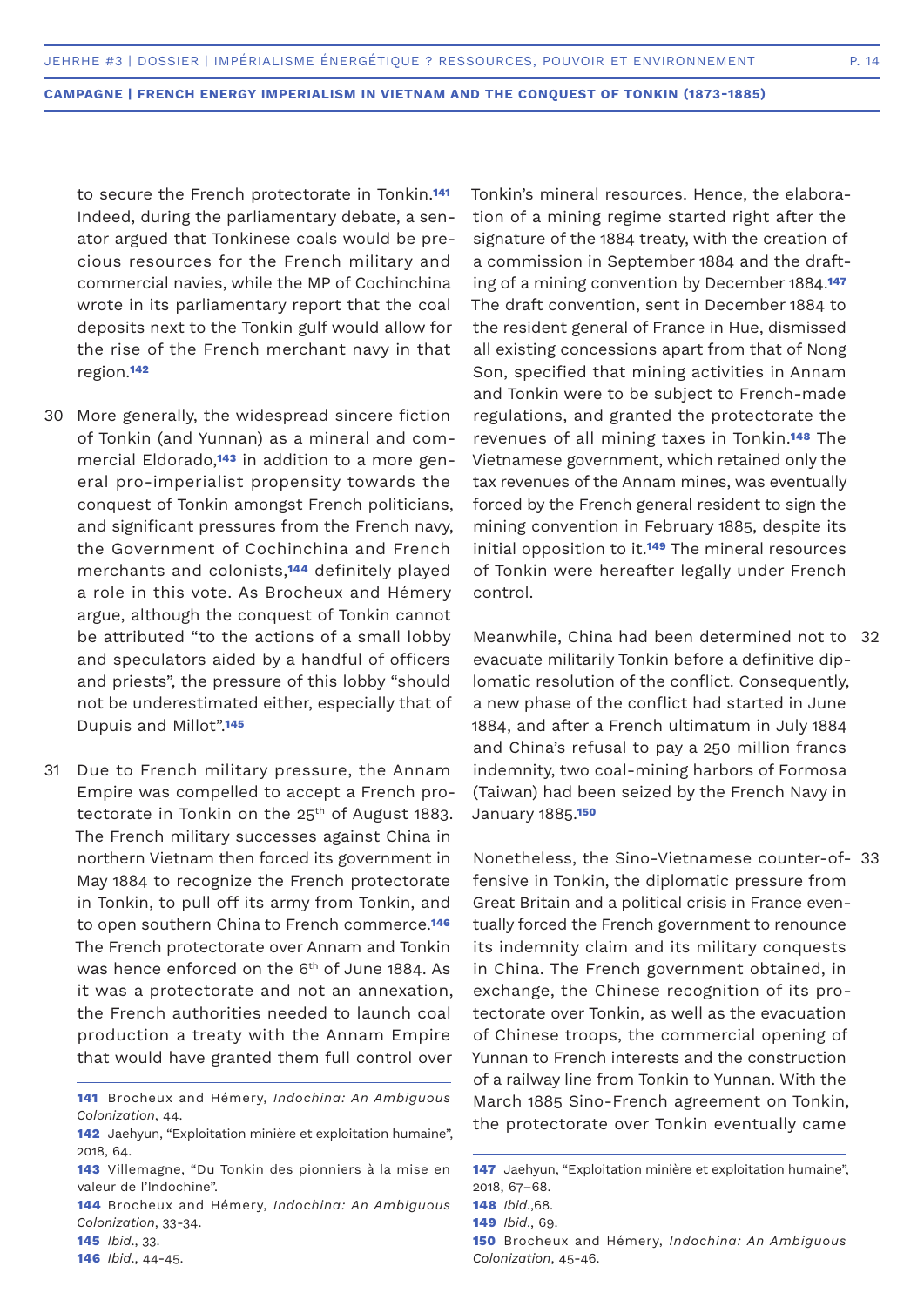to secure the French protectorate in Tonkin.[141] Indeed, during the parliamentary debate, a senator argued that Tonkinese coals would be precious resources for the French military and commercial navies, while the MP of Cochinchina wrote in its parliamentary report that the coal deposits next to the Tonkin gulf would allow for the rise of the French merchant navy in that region.[142]

30 More generally, the widespread sincere fiction of Tonkin (and Yunnan) as a mineral and commercial Eldorado,[143] in addition to a more general pro-imperialist propensity towards the conquest of Tonkin amongst French politicians, and significant pressures from the French navy, the Government of Cochinchina and French merchants and colonists,[144] definitely played a role in this vote. As Brocheux and Hémery argue, although the conquest of Tonkin cannot be attributed "to the actions of a small lobby and speculators aided by a handful of officers and priests", the pressure of this lobby "should not be underestimated either, especially that of Dupuis and Millot".[145]

31 Due to French military pressure, the Annam Empire was compelled to accept a French protectorate in Tonkin on the 25th of August 1883. The French military successes against China in northern Vietnam then forced its government in May 1884 to recognize the French protectorate in Tonkin, to pull off its army from Tonkin, and to open southern China to French commerce.[146] The French protectorate over Annam and Tonkin was hence enforced on the 6th of June 1884. As it was a protectorate and not an annexation, the French authorities needed to launch coal production a treaty with the Annam Empire that would have granted them full control over Tonkin's mineral resources. Hence, the elaboration of a mining regime started right after the signature of the 1884 treaty, with the creation of a commission in September 1884 and the drafting of a mining convention by December 1884.[147] The draft convention, sent in December 1884 to the resident general of France in Hue, dismissed all existing concessions apart from that of Nong Son, specified that mining activities in Annam and Tonkin were to be subject to French-made regulations, and granted the protectorate the revenues of all mining taxes in Tonkin.[148] The Vietnamese government, which retained only the tax revenues of the Annam mines, was eventually forced by the French general resident to sign the mining convention in February 1885, despite its initial opposition to it.[149] The mineral resources of Tonkin were hereafter legally under French control.

32 Meanwhile, China had been determined not to evacuate militarily Tonkin before a definitive diplomatic resolution of the conflict. Consequently, a new phase of the conflict had started in June 1884, and after a French ultimatum in July 1884 and China's refusal to pay a 250 million francs indemnity, two coal-mining harbors of Formosa (Taiwan) had been seized by the French Navy in January 1885.[150]

33 Nonetheless, the Sino-Vietnamese counter-offensive in Tonkin, the diplomatic pressure from Great Britain and a political crisis in France eventually forced the French government to renounce its indemnity claim and its military conquests in China. The French government obtained, in exchange, the Chinese recognition of its protectorate over Tonkin, as well as the evacuation of Chinese troops, the commercial opening of Yunnan to French interests and the construction of a railway line from Tonkin to Yunnan. With the March 1885 Sino-French agreement on Tonkin, the protectorate over Tonkin eventually came

---

**141** Brocheux and Hémery, *Indochina: An Ambiguous Colonization*, 44.

**142** Jaehyun, "Exploitation minière et exploitation humaine", 2018, 64.

**143** Villemagne, "Du Tonkin des pionniers à la mise en valeur de l'Indochine".

**144** Brocheux and Hémery, *Indochina: An Ambiguous Colonization*, 33-34.

**145** *Ibid.*, 33.

**146** *Ibid.*, 44-45.

**147** Jaehyun, "Exploitation minière et exploitation humaine", 2018, 67–68.

**148** *Ibid.*,68.

**149** *Ibid.*, 69.

**150** Brocheux and Hémery, *Indochina: An Ambiguous Colonization*, 45-46.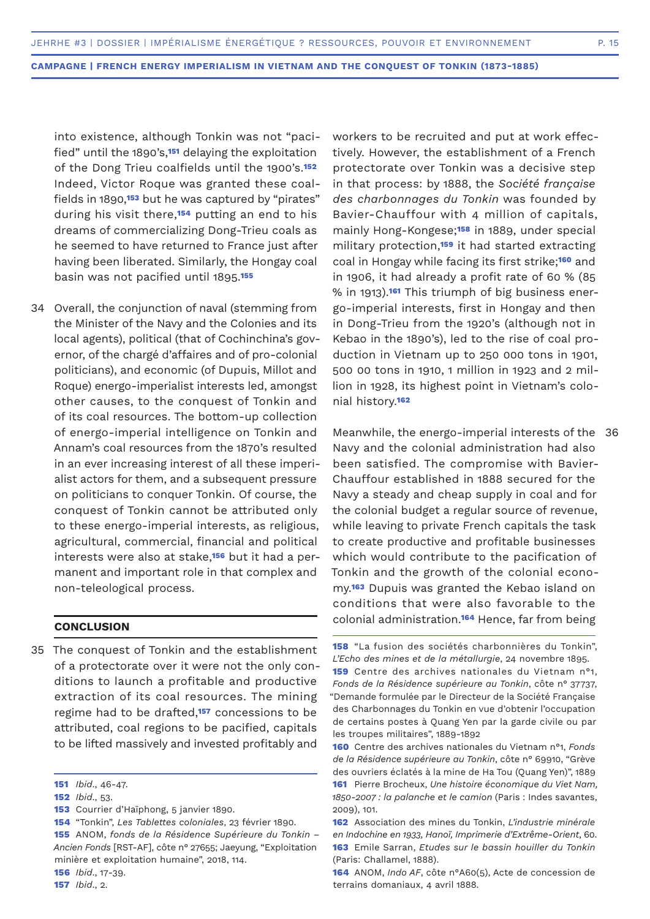into existence, although Tonkin was not "pacified" until the 1890's,[151] delaying the exploitation of the Dong Trieu coalfields until the 1900's.[152] Indeed, Victor Roque was granted these coalfields in 1890,[153] but he was captured by "pirates" during his visit there,[154] putting an end to his dreams of commercializing Dong-Trieu coals as he seemed to have returned to France just after having been liberated. Similarly, the Hongay coal basin was not pacified until 1895.[155]

34 Overall, the conjunction of naval (stemming from the Minister of the Navy and the Colonies and its local agents), political (that of Cochinchina's governor, of the chargé d'affaires and of pro-colonial politicians), and economic (of Dupuis, Millot and Roque) energo-imperialist interests led, amongst other causes, to the conquest of Tonkin and of its coal resources. The bottom-up collection of energo-imperial intelligence on Tonkin and Annam's coal resources from the 1870's resulted in an ever increasing interest of all these imperialist actors for them, and a subsequent pressure on politicians to conquer Tonkin. Of course, the conquest of Tonkin cannot be attributed only to these energo-imperial interests, as religious, agricultural, commercial, financial and political interests were also at stake,[156] but it had a permanent and important role in that complex and non-teleological process.

## CONCLUSION

35 The conquest of Tonkin and the establishment of a protectorate over it were not the only conditions to launch a profitable and productive extraction of its coal resources. The mining regime had to be drafted,[157] concessions to be attributed, coal regions to be pacified, capitals to be lifted massively and invested profitably and workers to be recruited and put at work effectively. However, the establishment of a French protectorate over Tonkin was a decisive step in that process: by 1888, the *Société française des charbonnages du Tonkin* was founded by Bavier-Chauffour with 4 million of capitals, mainly Hong-Kongese;[158] in 1889, under special military protection,[159] it had started extracting coal in Hongay while facing its first strike;[160] and in 1906, it had already a profit rate of 60 % (85 % in 1913).[161] This triumph of big business energo-imperial interests, first in Hongay and then in Dong-Trieu from the 1920's (although not in Kebao in the 1890's), led to the rise of coal production in Vietnam up to 250 000 tons in 1901, 500 00 tons in 1910, 1 million in 1923 and 2 million in 1928, its highest point in Vietnam's colonial history.[162]

36 Meanwhile, the energo-imperial interests of the Navy and the colonial administration had also been satisfied. The compromise with Bavier-Chauffour established in 1888 secured for the Navy a steady and cheap supply in coal and for the colonial budget a regular source of revenue, while leaving to private French capitals the task to create productive and profitable businesses which would contribute to the pacification of Tonkin and the growth of the colonial economy.[163] Dupuis was granted the Kebao island on conditions that were also favorable to the colonial administration.[164] Hence, far from being

---

151 *Ibid.*, 46-47.

152 *Ibid.*, 53.

153 Courrier d'Haïphong, 5 janvier 1890.

154 "Tonkin", *Les Tablettes coloniales*, 23 février 1890.

155 ANOM, *fonds de la Résidence Supérieure du Tonkin – Ancien Fonds* [RST-AF], côte n° 27655; Jaeyung, "Exploitation minière et exploitation humaine", 2018, 114.

156 *Ibid.*, 17-39.

157 *Ibid.*, 2.

158 "La fusion des sociétés charbonnières du Tonkin", *L'Echo des mines et de la métallurgie*, 24 novembre 1895.

159 Centre des archives nationales du Vietnam n°1, *Fonds de la Résidence supérieure au Tonkin*, côte n° 37737, "Demande formulée par le Directeur de la Société Française des Charbonnages du Tonkin en vue d'obtenir l'occupation de certains postes à Quang Yen par la garde civile ou par les troupes militaires", 1889-1892

160 Centre des archives nationales du Vietnam n°1, *Fonds de la Résidence supérieure au Tonkin*, côte n° 69910, "Grève des ouvriers éclatés à la mine de Ha Tou (Quang Yen)", 1889

161 Pierre Brocheux, *Une histoire économique du Viet Nam, 1850-2007 : la palanche et le camion* (Paris : Indes savantes, 2009), 101.

162 Association des mines du Tonkin, *L'industrie minérale en Indochine en 1933, Hanoï, Imprimerie d'Extrême-Orient*, 60.

163 Emile Sarran, *Etudes sur le bassin houiller du Tonkin* (Paris: Challamel, 1888).

164 ANOM, *Indo AF*, côte n°A60(5), Acte de concession de terrains domaniaux, 4 avril 1888.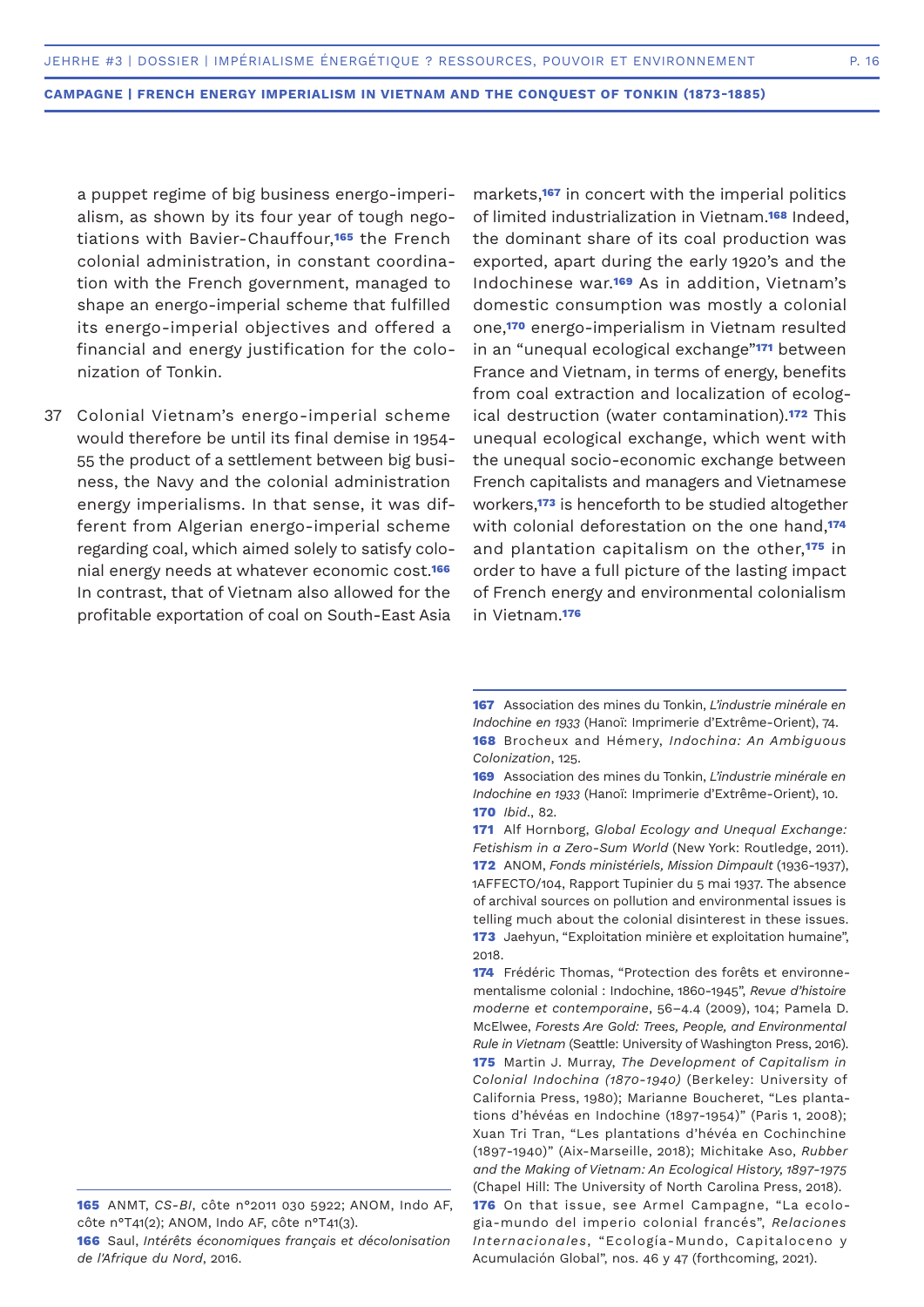a puppet regime of big business energo-imperialism, as shown by its four year of tough negotiations with Bavier-Chauffour,[165] the French colonial administration, in constant coordination with the French government, managed to shape an energo-imperial scheme that fulfilled its energo-imperial objectives and offered a financial and energy justification for the colonization of Tonkin.

37 Colonial Vietnam's energo-imperial scheme would therefore be until its final demise in 1954-55 the product of a settlement between big business, the Navy and the colonial administration energy imperialisms. In that sense, it was different from Algerian energo-imperial scheme regarding coal, which aimed solely to satisfy colonial energy needs at whatever economic cost.[166] In contrast, that of Vietnam also allowed for the profitable exportation of coal on South-East Asia markets,[167] in concert with the imperial politics of limited industrialization in Vietnam.[168] Indeed, the dominant share of its coal production was exported, apart during the early 1920's and the Indochinese war.[169] As in addition, Vietnam's domestic consumption was mostly a colonial one,[170] energo-imperialism in Vietnam resulted in an "unequal ecological exchange"[171] between France and Vietnam, in terms of energy, benefits from coal extraction and localization of ecological destruction (water contamination).[172] This unequal ecological exchange, which went with the unequal socio-economic exchange between French capitalists and managers and Vietnamese workers,[173] is henceforth to be studied altogether with colonial deforestation on the one hand,[174] and plantation capitalism on the other,[175] in order to have a full picture of the lasting impact of French energy and environmental colonialism in Vietnam.[176]

---

**165** ANMT, *CS-BI*, côte n°2011 030 5922; ANOM, Indo AF, côte n°T41(2); ANOM, Indo AF, côte n°T41(3).

**166** Saul, *Intérêts économiques français et décolonisation de l'Afrique du Nord*, 2016.

**167** Association des mines du Tonkin, *L'industrie minérale en Indochine en 1933* (Hanoï: Imprimerie d'Extrême-Orient), 74.

**168** Brocheux and Hémery, *Indochina: An Ambiguous Colonization*, 125.

**169** Association des mines du Tonkin, *L'industrie minérale en Indochine en 1933* (Hanoï: Imprimerie d'Extrême-Orient), 10.

**170** *Ibid.*, 82.

**171** Alf Hornborg, *Global Ecology and Unequal Exchange: Fetishism in a Zero-Sum World* (New York: Routledge, 2011).

**172** ANOM, *Fonds ministériels, Mission Dimpault* (1936-1937), 1AFFECTO/104, Rapport Tupinier du 5 mai 1937. The absence of archival sources on pollution and environmental issues is telling much about the colonial disinterest in these issues.

**173** Jaehyun, "Exploitation minière et exploitation humaine", 2018.

**174** Frédéric Thomas, "Protection des forêts et environnementalisme colonial : Indochine, 1860-1945", *Revue d'histoire moderne et contemporaine*, 56–4.4 (2009), 104; Pamela D. McElwee, *Forests Are Gold: Trees, People, and Environmental Rule in Vietnam* (Seattle: University of Washington Press, 2016).

**175** Martin J. Murray, *The Development of Capitalism in Colonial Indochina (1870-1940)* (Berkeley: University of California Press, 1980); Marianne Boucheret, "Les plantations d'hévéas en Indochine (1897-1954)" (Paris 1, 2008); Xuan Tri Tran, "Les plantations d'hévéa en Cochinchine (1897-1940)" (Aix-Marseille, 2018); Michitake Aso, *Rubber and the Making of Vietnam: An Ecological History, 1897-1975* (Chapel Hill: The University of North Carolina Press, 2018).

**176** On that issue, see Armel Campagne, "La ecologia-mundo del imperio colonial francés", *Relaciones Internacionales*, "Ecología-Mundo, Capitaloceno y Acumulación Global", nos. 46 y 47 (forthcoming, 2021).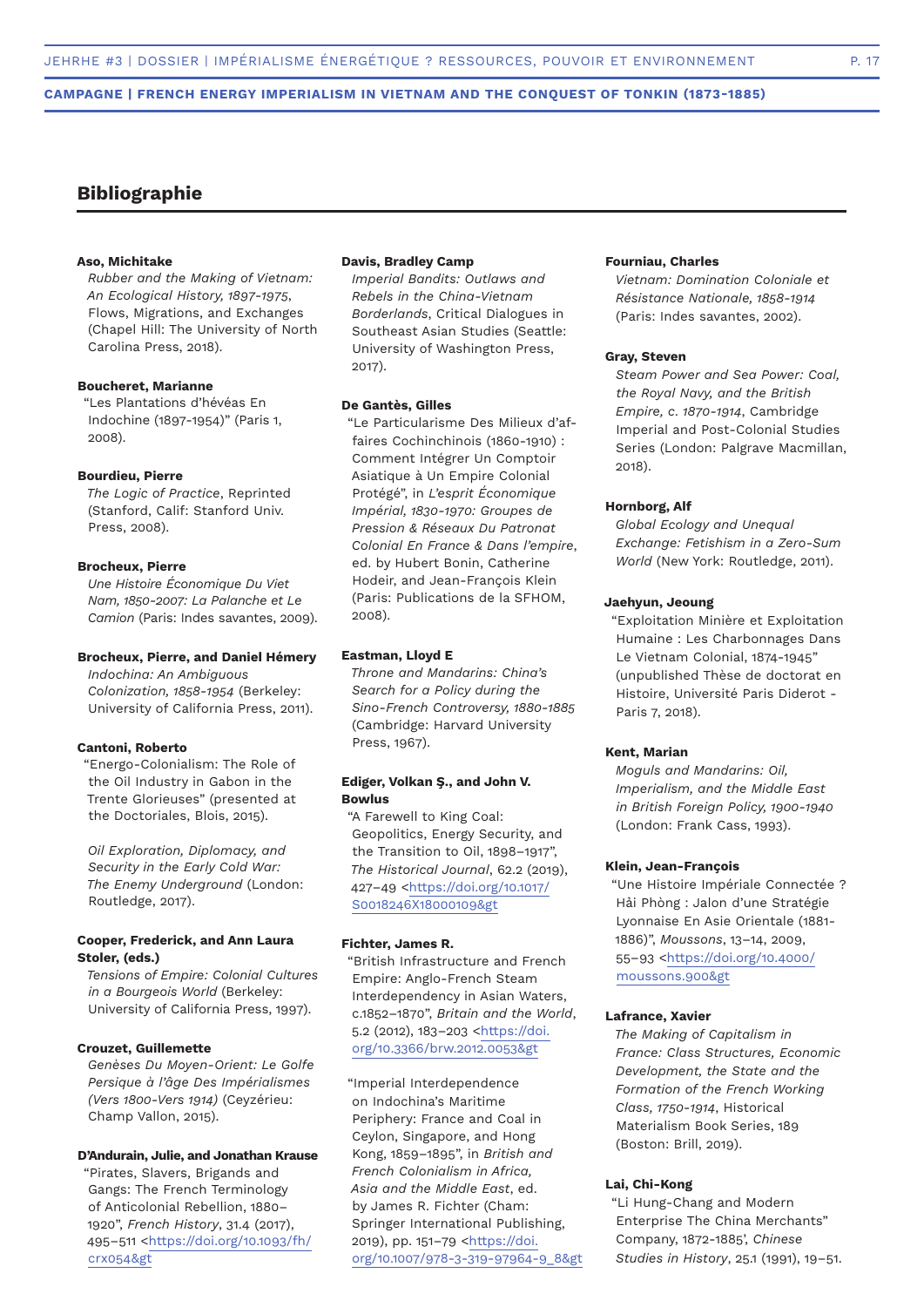## Bibliographie

**Aso, Michitake**
*Rubber and the Making of Vietnam: An Ecological History, 1897-1975*, Flows, Migrations, and Exchanges (Chapel Hill: The University of North Carolina Press, 2018).

**Boucheret, Marianne**
"Les Plantations d'hévéas En Indochine (1897-1954)" (Paris 1, 2008).

**Bourdieu, Pierre**
*The Logic of Practice*, Reprinted (Stanford, Calif: Stanford Univ. Press, 2008).

**Brocheux, Pierre**
*Une Histoire Économique Du Viet Nam, 1850-2007: La Palanche et Le Camion* (Paris: Indes savantes, 2009).

**Brocheux, Pierre, and Daniel Hémery**
*Indochina: An Ambiguous Colonization, 1858-1954* (Berkeley: University of California Press, 2011).

**Cantoni, Roberto**
"Energo-Colonialism: The Role of the Oil Industry in Gabon in the Trente Glorieuses" (presented at the Doctoriales, Blois, 2015).

*Oil Exploration, Diplomacy, and Security in the Early Cold War: The Enemy Underground* (London: Routledge, 2017).

**Cooper, Frederick, and Ann Laura Stoler, (eds.)**
*Tensions of Empire: Colonial Cultures in a Bourgeois World* (Berkeley: University of California Press, 1997).

**Crouzet, Guillemette**
*Genèses Du Moyen-Orient: Le Golfe Persique à l'âge Des Impérialismes (Vers 1800-Vers 1914)* (Ceyzérieu: Champ Vallon, 2015).

**D'Andurain, Julie, and Jonathan Krause**
"Pirates, Slavers, Brigands and Gangs: The French Terminology of Anticolonial Rebellion, 1880–1920", *French History*, 31.4 (2017), 495–511 <https://doi.org/10.1093/fh/crx054&gt

**Davis, Bradley Camp**
*Imperial Bandits: Outlaws and Rebels in the China-Vietnam Borderlands*, Critical Dialogues in Southeast Asian Studies (Seattle: University of Washington Press, 2017).

**De Gantès, Gilles**
"Le Particularisme Des Milieux d'affaires Cochinchinois (1860-1910) : Comment Intégrer Un Comptoir Asiatique à Un Empire Colonial Protégé", in *L'esprit Économique Impérial, 1830-1970: Groupes de Pression & Réseaux Du Patronat Colonial En France & Dans l'empire*, ed. by Hubert Bonin, Catherine Hodeir, and Jean-François Klein (Paris: Publications de la SFHOM, 2008).

**Eastman, Lloyd E**
*Throne and Mandarins: China's Search for a Policy during the Sino-French Controversy, 1880-1885* (Cambridge: Harvard University Press, 1967).

**Ediger, Volkan Ş., and John V. Bowlus**
"A Farewell to King Coal: Geopolitics, Energy Security, and the Transition to Oil, 1898–1917", *The Historical Journal*, 62.2 (2019), 427–49 <https://doi.org/10.1017/S0018246X18000109&gt

**Fichter, James R.**
"British Infrastructure and French Empire: Anglo-French Steam Interdependency in Asian Waters, c.1852–1870", *Britain and the World*, 5.2 (2012), 183–203 <https://doi.org/10.3366/brw.2012.0053&gt

"Imperial Interdependence on Indochina's Maritime Periphery: France and Coal in Ceylon, Singapore, and Hong Kong, 1859–1895", in *British and French Colonialism in Africa, Asia and the Middle East*, ed. by James R. Fichter (Cham: Springer International Publishing, 2019), pp. 151–79 <https://doi.org/10.1007/978-3-319-97964-9_8&gt

**Fourniau, Charles**
*Vietnam: Domination Coloniale et Résistance Nationale, 1858-1914* (Paris: Indes savantes, 2002).

**Gray, Steven**
*Steam Power and Sea Power: Coal, the Royal Navy, and the British Empire, c. 1870-1914*, Cambridge Imperial and Post-Colonial Studies Series (London: Palgrave Macmillan, 2018).

**Hornborg, Alf**
*Global Ecology and Unequal Exchange: Fetishism in a Zero-Sum World* (New York: Routledge, 2011).

**Jaehyun, Jeoung**
"Exploitation Minière et Exploitation Humaine : Les Charbonnages Dans Le Vietnam Colonial, 1874-1945" (unpublished Thèse de doctorat en Histoire, Université Paris Diderot - Paris 7, 2018).

**Kent, Marian**
*Moguls and Mandarins: Oil, Imperialism, and the Middle East in British Foreign Policy, 1900-1940* (London: Frank Cass, 1993).

**Klein, Jean-François**
"Une Histoire Impériale Connectée ? Hải Phòng : Jalon d'une Stratégie Lyonnaise En Asie Orientale (1881-1886)", *Moussons*, 13–14, 2009, 55–93 <https://doi.org/10.4000/moussons.900&gt

**Lafrance, Xavier**
*The Making of Capitalism in France: Class Structures, Economic Development, the State and the Formation of the French Working Class, 1750-1914*, Historical Materialism Book Series, 189 (Boston: Brill, 2019).

**Lai, Chi-Kong**
"Li Hung-Chang and Modern Enterprise The China Merchants" Company, 1872-1885', *Chinese Studies in History*, 25.1 (1991), 19–51.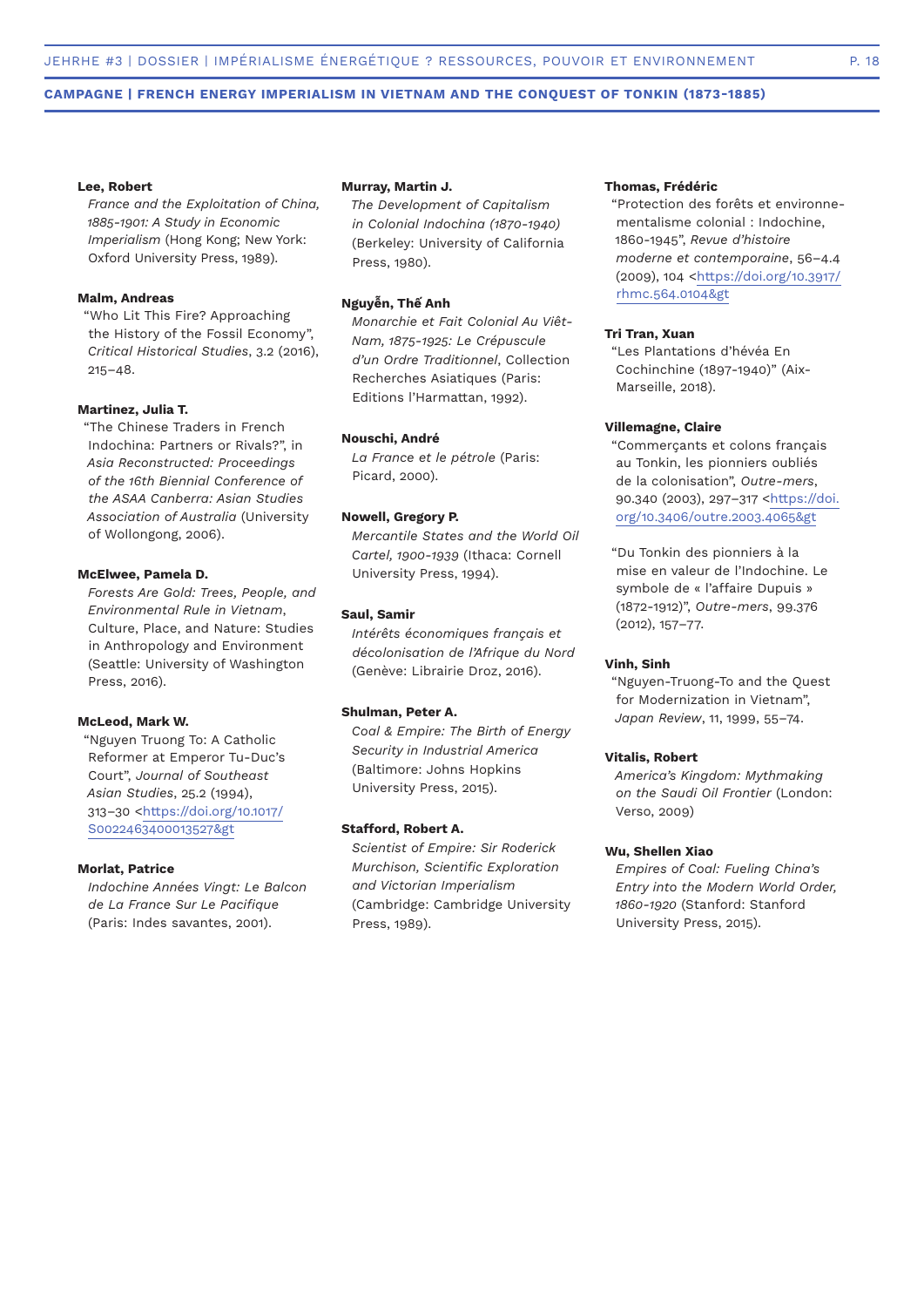**Lee, Robert**
*France and the Exploitation of China, 1885-1901: A Study in Economic Imperialism* (Hong Kong; New York: Oxford University Press, 1989).

**Malm, Andreas**
"Who Lit This Fire? Approaching the History of the Fossil Economy", *Critical Historical Studies*, 3.2 (2016), 215–48.

**Martinez, Julia T.**
"The Chinese Traders in French Indochina: Partners or Rivals?", in *Asia Reconstructed: Proceedings of the 16th Biennial Conference of the ASAA Canberra: Asian Studies Association of Australia* (University of Wollongong, 2006).

**McElwee, Pamela D.**
*Forests Are Gold: Trees, People, and Environmental Rule in Vietnam*, Culture, Place, and Nature: Studies in Anthropology and Environment (Seattle: University of Washington Press, 2016).

**McLeod, Mark W.**
"Nguyen Truong To: A Catholic Reformer at Emperor Tu-Duc's Court", *Journal of Southeast Asian Studies*, 25.2 (1994), 313–30 <https://doi.org/10.1017/S0022463400013527&gt

**Morlat, Patrice**
*Indochine Années Vingt: Le Balcon de La France Sur Le Pacifique* (Paris: Indes savantes, 2001).

**Murray, Martin J.**
*The Development of Capitalism in Colonial Indochina (1870-1940)* (Berkeley: University of California Press, 1980).

**Nguyễn, Thế Anh**
*Monarchie et Fait Colonial Au Viêt-Nam, 1875-1925: Le Crépuscule d'un Ordre Traditionnel*, Collection Recherches Asiatiques (Paris: Editions l'Harmattan, 1992).

**Nouschi, André**
*La France et le pétrole* (Paris: Picard, 2000).

**Nowell, Gregory P.**
*Mercantile States and the World Oil Cartel, 1900-1939* (Ithaca: Cornell University Press, 1994).

**Saul, Samir**
*Intérêts économiques français et décolonisation de l'Afrique du Nord* (Genève: Librairie Droz, 2016).

**Shulman, Peter A.**
*Coal & Empire: The Birth of Energy Security in Industrial America* (Baltimore: Johns Hopkins University Press, 2015).

**Stafford, Robert A.**
*Scientist of Empire: Sir Roderick Murchison, Scientific Exploration and Victorian Imperialism* (Cambridge: Cambridge University Press, 1989).

**Thomas, Frédéric**
"Protection des forêts et environnementalisme colonial : Indochine, 1860-1945", *Revue d'histoire moderne et contemporaine*, 56–4.4 (2009), 104 <https://doi.org/10.3917/rhmc.564.0104&gt

**Tri Tran, Xuan**
"Les Plantations d'hévéa En Cochinchine (1897-1940)" (Aix-Marseille, 2018).

**Villemagne, Claire**
"Commerçants et colons français au Tonkin, les pionniers oubliés de la colonisation", *Outre-mers*, 90.340 (2003), 297–317 <https://doi.org/10.3406/outre.2003.4065&gt

"Du Tonkin des pionniers à la mise en valeur de l'Indochine. Le symbole de « l'affaire Dupuis » (1872-1912)", *Outre-mers*, 99.376 (2012), 157–77.

**Vinh, Sinh**
"Nguyen-Truong-To and the Quest for Modernization in Vietnam", *Japan Review*, 11, 1999, 55–74.

**Vitalis, Robert**
*America's Kingdom: Mythmaking on the Saudi Oil Frontier* (London: Verso, 2009)

**Wu, Shellen Xiao**
*Empires of Coal: Fueling China's Entry into the Modern World Order, 1860-1920* (Stanford: Stanford University Press, 2015).